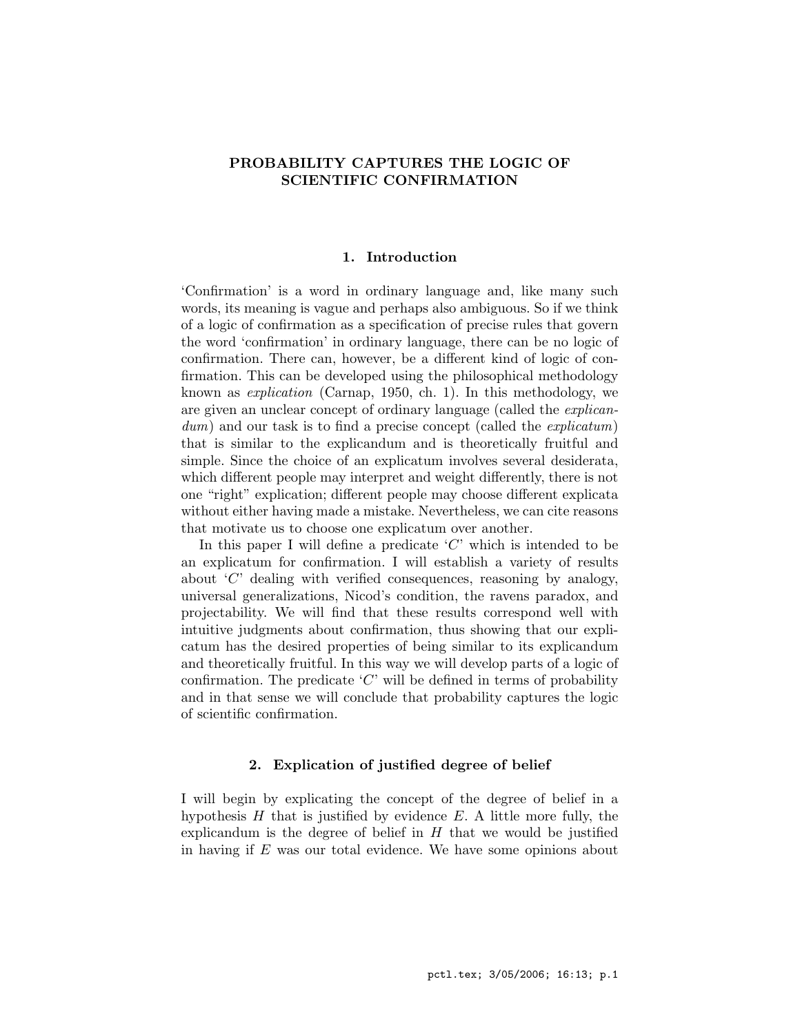# PROBABILITY CAPTURES THE LOGIC OF SCIENTIFIC CONFIRMATION

## 1. Introduction

'Confirmation' is a word in ordinary language and, like many such words, its meaning is vague and perhaps also ambiguous. So if we think of a logic of confirmation as a specification of precise rules that govern the word 'confirmation' in ordinary language, there can be no logic of confirmation. There can, however, be a different kind of logic of confirmation. This can be developed using the philosophical methodology known as *explication* (Carnap, 1950, ch. 1). In this methodology, we are given an unclear concept of ordinary language (called the *explicandum*) and our task is to find a precise concept (called the *explicatum*) that is similar to the explicandum and is theoretically fruitful and simple. Since the choice of an explicatum involves several desiderata, which different people may interpret and weight differently, there is not one "right" explication; different people may choose different explicata without either having made a mistake. Nevertheless, we can cite reasons that motivate us to choose one explicatum over another.

In this paper I will define a predicate '$C$' which is intended to be an explicatum for confirmation. I will establish a variety of results about '$C$' dealing with verified consequences, reasoning by analogy, universal generalizations, Nicod's condition, the ravens paradox, and projectability. We will find that these results correspond well with intuitive judgments about confirmation, thus showing that our explicatum has the desired properties of being similar to its explicandum and theoretically fruitful. In this way we will develop parts of a logic of confirmation. The predicate '$C$' will be defined in terms of probability and in that sense we will conclude that probability captures the logic of scientific confirmation.

## 2. Explication of justified degree of belief

I will begin by explicating the concept of the degree of belief in a hypothesis $H$ that is justified by evidence $E$. A little more fully, the explicandum is the degree of belief in $H$ that we would be justified in having if $E$ was our total evidence. We have some opinions about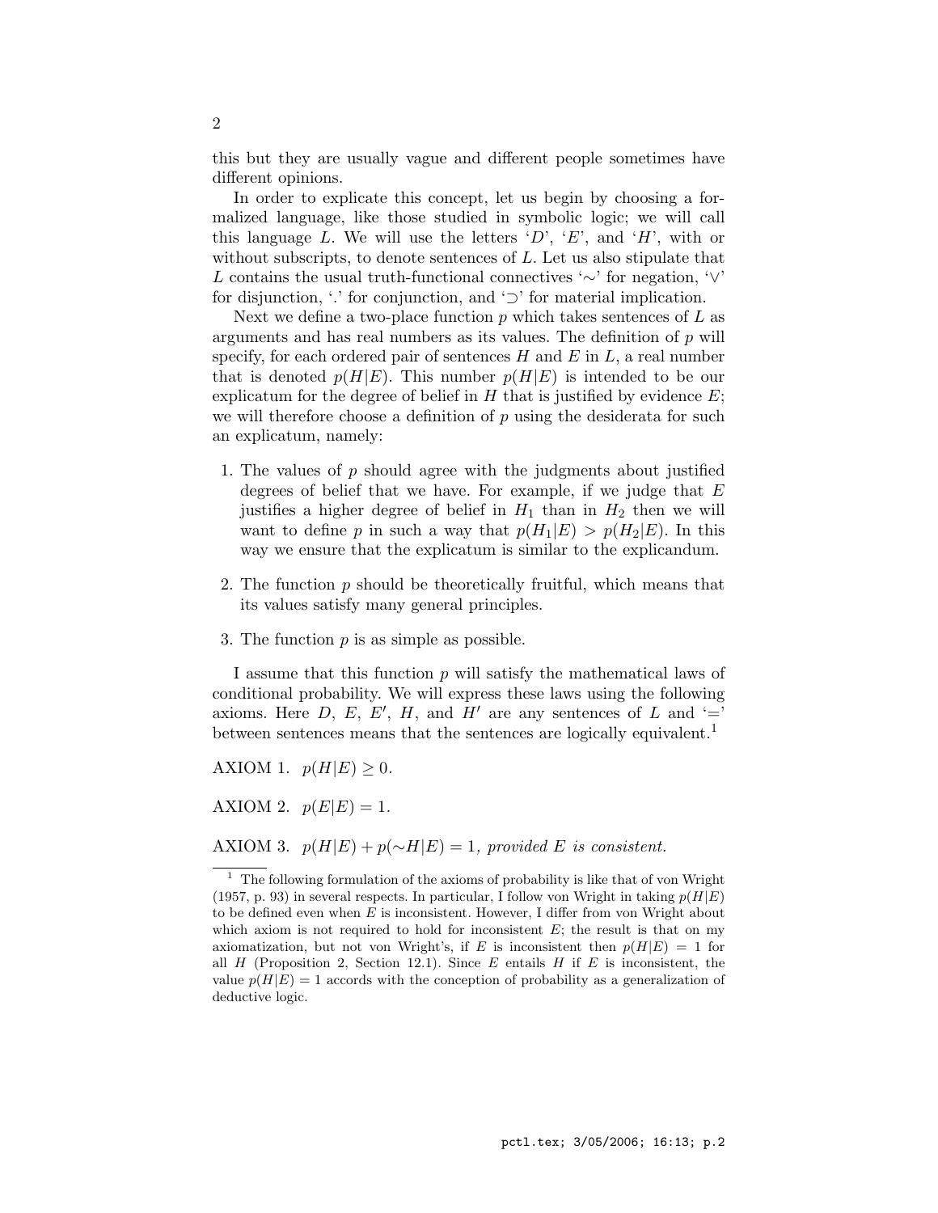this but they are usually vague and different people sometimes have different opinions.

In order to explicate this concept, let us begin by choosing a formalized language, like those studied in symbolic logic; we will call this language $L$. We will use the letters '$D$', '$E$', and '$H$', with or without subscripts, to denote sentences of $L$. Let us also stipulate that $L$ contains the usual truth-functional connectives '$\sim$' for negation, '$\vee$' for disjunction, '.' for conjunction, and '$\supset$' for material implication.

Next we define a two-place function $p$ which takes sentences of $L$ as arguments and has real numbers as its values. The definition of $p$ will specify, for each ordered pair of sentences $H$ and $E$ in $L$, a real number that is denoted $p(H|E)$. This number $p(H|E)$ is intended to be our explicatum for the degree of belief in $H$ that is justified by evidence $E$; we will therefore choose a definition of $p$ using the desiderata for such an explicatum, namely:

1. The values of $p$ should agree with the judgments about justified degrees of belief that we have. For example, if we judge that $E$ justifies a higher degree of belief in $H_1$ than in $H_2$ then we will want to define $p$ in such a way that $p(H_1|E) > p(H_2|E)$. In this way we ensure that the explicatum is similar to the explicandum.

2. The function $p$ should be theoretically fruitful, which means that its values satisfy many general principles.

3. The function $p$ is as simple as possible.

I assume that this function $p$ will satisfy the mathematical laws of conditional probability. We will express these laws using the following axioms. Here $D$, $E$, $E'$, $H$, and $H'$ are any sentences of $L$ and '=' between sentences means that the sentences are logically equivalent.[1]

AXIOM 1. $p(H|E) \geq 0$.

AXIOM 2. $p(E|E) = 1$.

AXIOM 3. $p(H|E) + p(\sim H|E) = 1$, *provided $E$ is consistent.*

---

[1] The following formulation of the axioms of probability is like that of von Wright (1957, p. 93) in several respects. In particular, I follow von Wright in taking $p(H|E)$ to be defined even when $E$ is inconsistent. However, I differ from von Wright about which axiom is not required to hold for inconsistent $E$; the result is that on my axiomatization, but not von Wright's, if $E$ is inconsistent then $p(H|E) = 1$ for all $H$ (Proposition 2, Section 12.1). Since $E$ entails $H$ if $E$ is inconsistent, the value $p(H|E) = 1$ accords with the conception of probability as a generalization of deductive logic.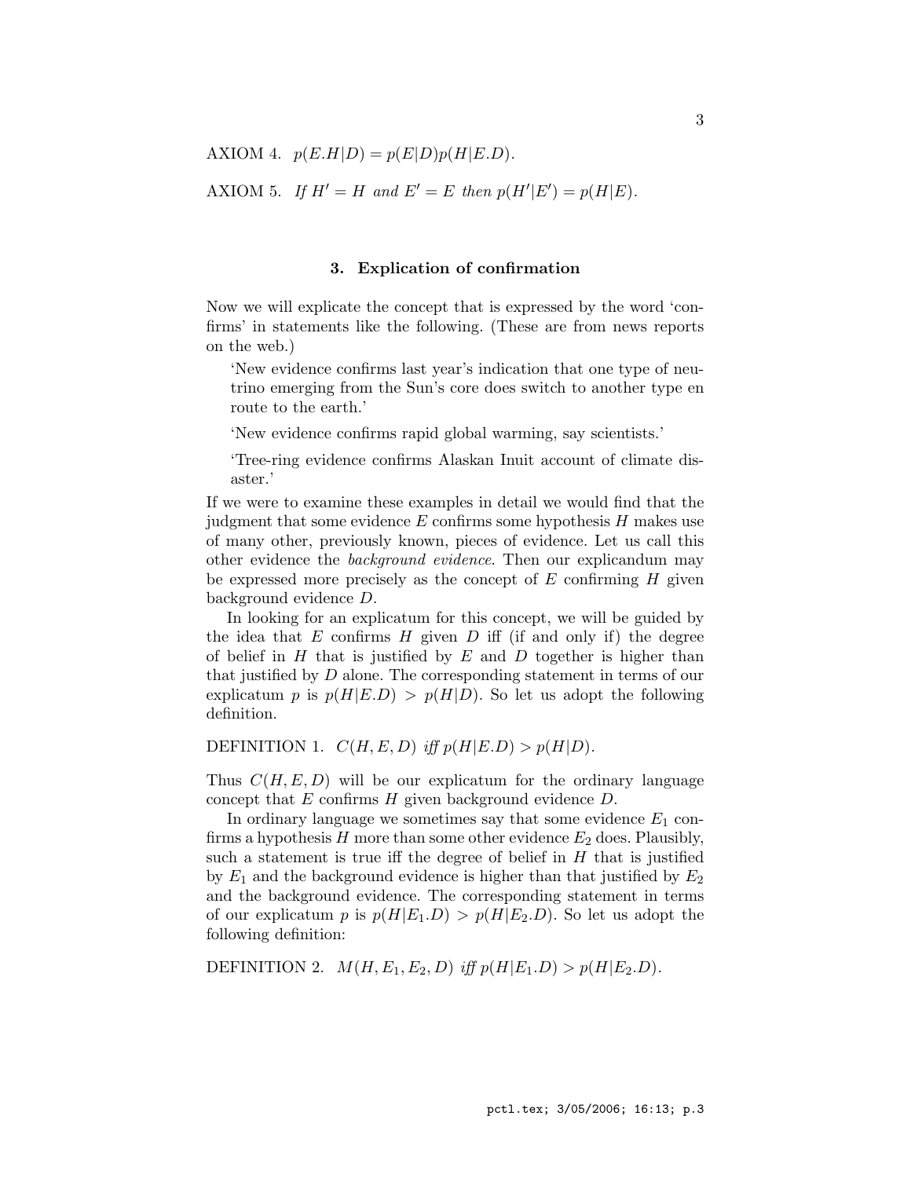AXIOM 4. $p(E.H|D) = p(E|D)p(H|E.D)$.

AXIOM 5. *If* $H' = H$ *and* $E' = E$ *then* $p(H'|E') = p(H|E)$.

### 3. Explication of confirmation

Now we will explicate the concept that is expressed by the word 'confirms' in statements like the following. (These are from news reports on the web.)

> 'New evidence confirms last year's indication that one type of neutrino emerging from the Sun's core does switch to another type en route to the earth.'
>
> 'New evidence confirms rapid global warming, say scientists.'
>
> 'Tree-ring evidence confirms Alaskan Inuit account of climate disaster.'

If we were to examine these examples in detail we would find that the judgment that some evidence $E$ confirms some hypothesis $H$ makes use of many other, previously known, pieces of evidence. Let us call this other evidence the *background evidence*. Then our explicandum may be expressed more precisely as the concept of $E$ confirming $H$ given background evidence $D$.

In looking for an explicatum for this concept, we will be guided by the idea that $E$ confirms $H$ given $D$ iff (if and only if) the degree of belief in $H$ that is justified by $E$ and $D$ together is higher than that justified by $D$ alone. The corresponding statement in terms of our explicatum $p$ is $p(H|E.D) > p(H|D)$. So let us adopt the following definition.

DEFINITION 1. $C(H, E, D)$ *iff* $p(H|E.D) > p(H|D)$.

Thus $C(H, E, D)$ will be our explicatum for the ordinary language concept that $E$ confirms $H$ given background evidence $D$.

In ordinary language we sometimes say that some evidence $E_1$ confirms a hypothesis $H$ more than some other evidence $E_2$ does. Plausibly, such a statement is true iff the degree of belief in $H$ that is justified by $E_1$ and the background evidence is higher than that justified by $E_2$ and the background evidence. The corresponding statement in terms of our explicatum $p$ is $p(H|E_1.D) > p(H|E_2.D)$. So let us adopt the following definition:

DEFINITION 2. $M(H, E_1, E_2, D)$ *iff* $p(H|E_1.D) > p(H|E_2.D)$.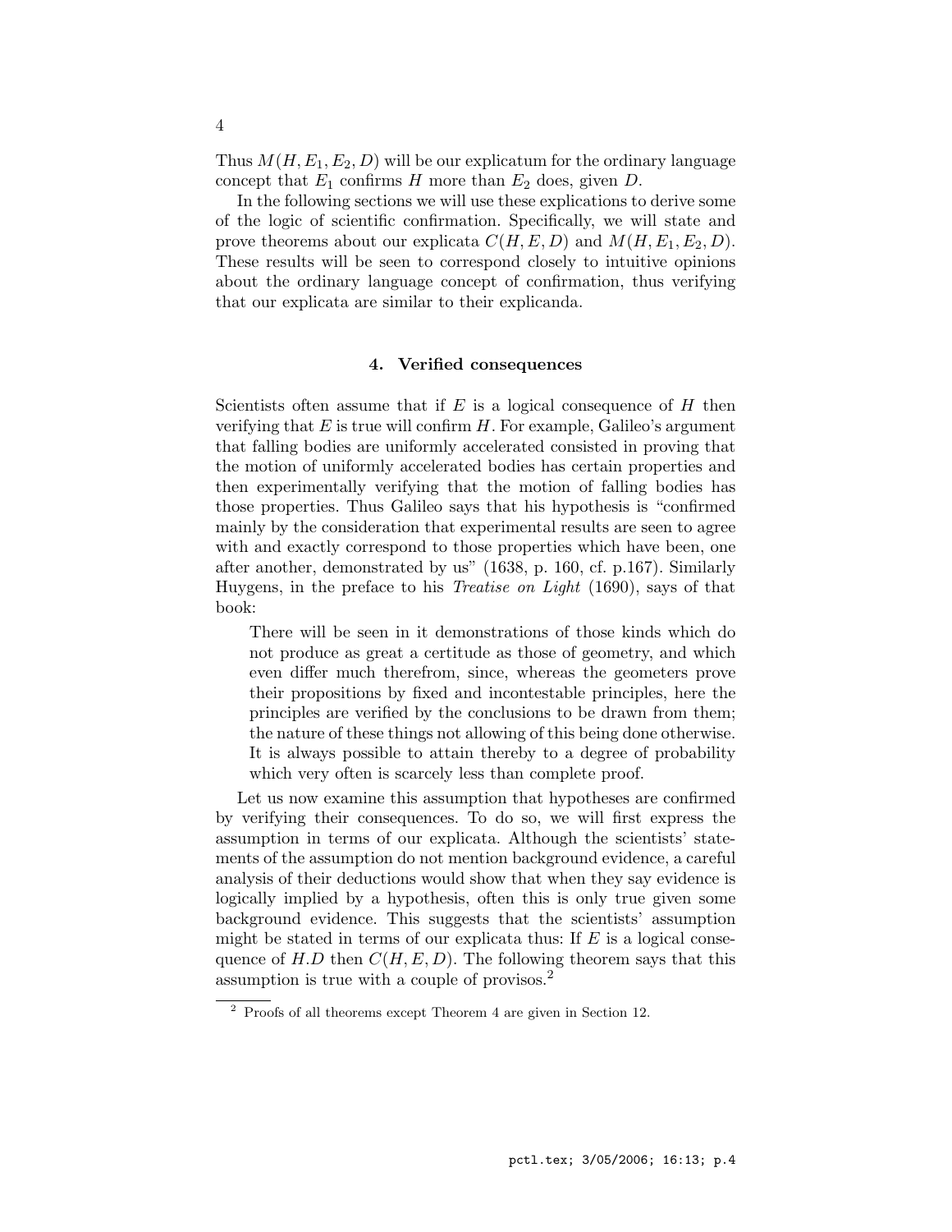Thus $M(H, E_1, E_2, D)$ will be our explicatum for the ordinary language concept that $E_1$ confirms $H$ more than $E_2$ does, given $D$.

In the following sections we will use these explications to derive some of the logic of scientific confirmation. Specifically, we will state and prove theorems about our explicata $C(H, E, D)$ and $M(H, E_1, E_2, D)$. These results will be seen to correspond closely to intuitive opinions about the ordinary language concept of confirmation, thus verifying that our explicata are similar to their explicanda.

## 4. Verified consequences

Scientists often assume that if $E$ is a logical consequence of $H$ then verifying that $E$ is true will confirm $H$. For example, Galileo's argument that falling bodies are uniformly accelerated consisted in proving that the motion of uniformly accelerated bodies has certain properties and then experimentally verifying that the motion of falling bodies has those properties. Thus Galileo says that his hypothesis is "confirmed mainly by the consideration that experimental results are seen to agree with and exactly correspond to those properties which have been, one after another, demonstrated by us" (1638, p. 160, cf. p.167). Similarly Huygens, in the preface to his *Treatise on Light* (1690), says of that book:

> There will be seen in it demonstrations of those kinds which do not produce as great a certitude as those of geometry, and which even differ much therefrom, since, whereas the geometers prove their propositions by fixed and incontestable principles, here the principles are verified by the conclusions to be drawn from them; the nature of these things not allowing of this being done otherwise. It is always possible to attain thereby to a degree of probability which very often is scarcely less than complete proof.

Let us now examine this assumption that hypotheses are confirmed by verifying their consequences. To do so, we will first express the assumption in terms of our explicata. Although the scientists' statements of the assumption do not mention background evidence, a careful analysis of their deductions would show that when they say evidence is logically implied by a hypothesis, often this is only true given some background evidence. This suggests that the scientists' assumption might be stated in terms of our explicata thus: If $E$ is a logical consequence of $H.D$ then $C(H, E, D)$. The following theorem says that this assumption is true with a couple of provisos.[2]

[2] Proofs of all theorems except Theorem 4 are given in Section 12.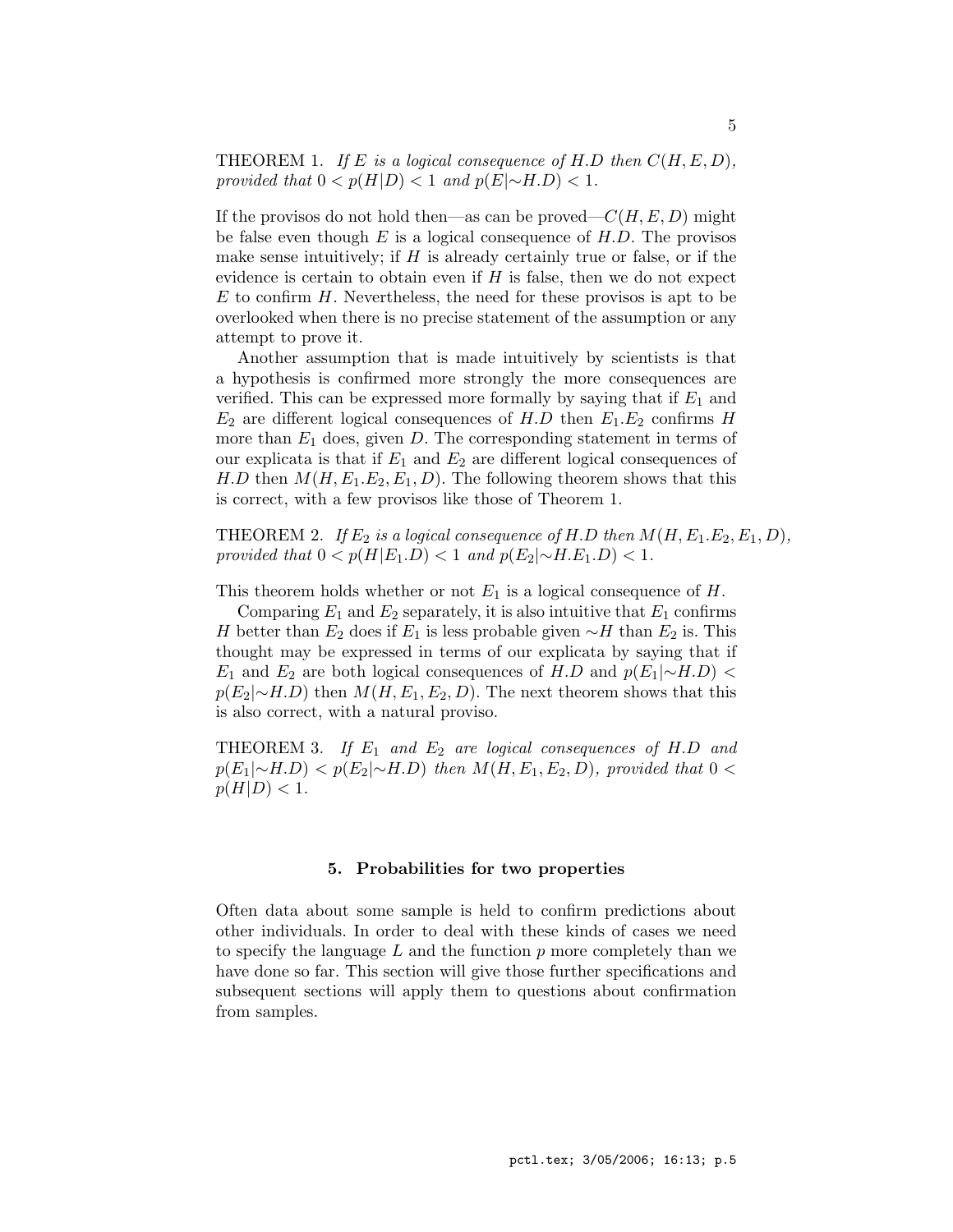THEOREM 1. *If $E$ is a logical consequence of $H.D$ then $C(H, E, D)$, provided that $0 < p(H|D) < 1$ and $p(E|{\sim}H.D) < 1$.*

If the provisos do not hold then—as can be proved—$C(H, E, D)$ might be false even though $E$ is a logical consequence of $H.D$. The provisos make sense intuitively; if $H$ is already certainly true or false, or if the evidence is certain to obtain even if $H$ is false, then we do not expect $E$ to confirm $H$. Nevertheless, the need for these provisos is apt to be overlooked when there is no precise statement of the assumption or any attempt to prove it.

Another assumption that is made intuitively by scientists is that a hypothesis is confirmed more strongly the more consequences are verified. This can be expressed more formally by saying that if $E_1$ and $E_2$ are different logical consequences of $H.D$ then $E_1.E_2$ confirms $H$ more than $E_1$ does, given $D$. The corresponding statement in terms of our explicata is that if $E_1$ and $E_2$ are different logical consequences of $H.D$ then $M(H, E_1.E_2, E_1, D)$. The following theorem shows that this is correct, with a few provisos like those of Theorem 1.

THEOREM 2. *If $E_2$ is a logical consequence of $H.D$ then $M(H, E_1.E_2, E_1, D)$, provided that $0 < p(H|E_1.D) < 1$ and $p(E_2|{\sim}H.E_1.D) < 1$.*

This theorem holds whether or not $E_1$ is a logical consequence of $H$.

Comparing $E_1$ and $E_2$ separately, it is also intuitive that $E_1$ confirms $H$ better than $E_2$ does if $E_1$ is less probable given ${\sim}H$ than $E_2$ is. This thought may be expressed in terms of our explicata by saying that if $E_1$ and $E_2$ are both logical consequences of $H.D$ and $p(E_1|{\sim}H.D) < p(E_2|{\sim}H.D)$ then $M(H, E_1, E_2, D)$. The next theorem shows that this is also correct, with a natural proviso.

THEOREM 3. *If $E_1$ and $E_2$ are logical consequences of $H.D$ and $p(E_1|{\sim}H.D) < p(E_2|{\sim}H.D)$ then $M(H, E_1, E_2, D)$, provided that $0 < p(H|D) < 1$.*

## 5. Probabilities for two properties

Often data about some sample is held to confirm predictions about other individuals. In order to deal with these kinds of cases we need to specify the language $L$ and the function $p$ more completely than we have done so far. This section will give those further specifications and subsequent sections will apply them to questions about confirmation from samples.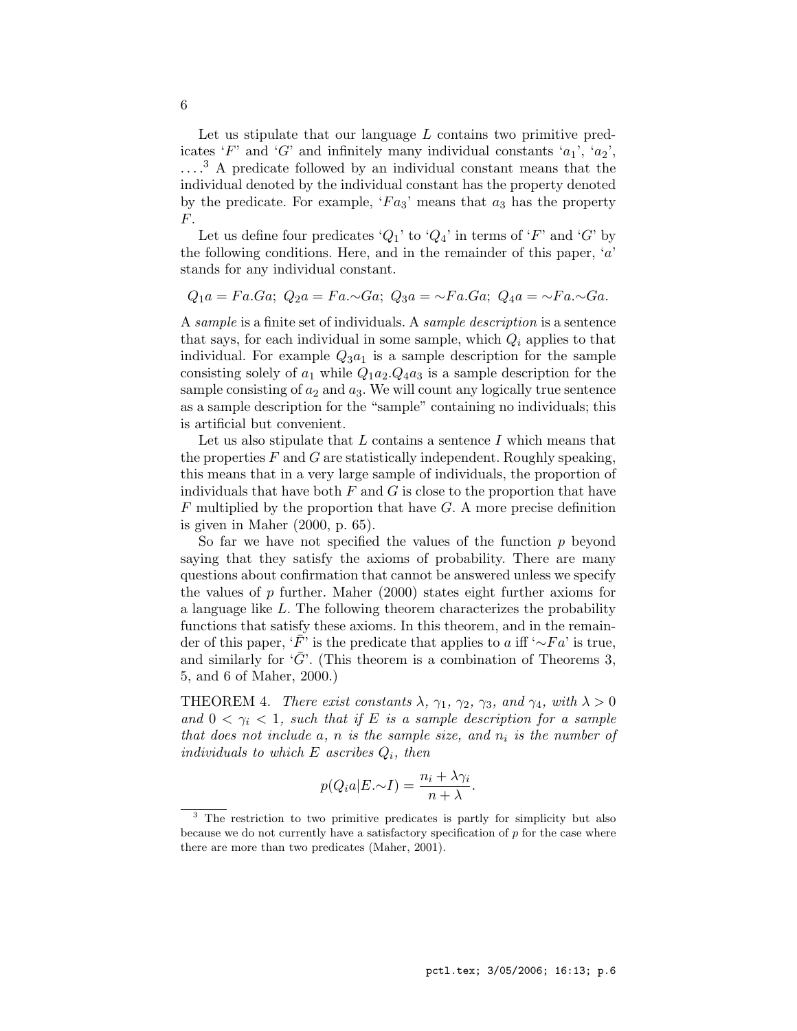Let us stipulate that our language $L$ contains two primitive predicates '$F$' and '$G$' and infinitely many individual constants '$a_1$', '$a_2$', ....[3] A predicate followed by an individual constant means that the individual denoted by the individual constant has the property denoted by the predicate. For example, '$Fa_3$' means that $a_3$ has the property $F$.

Let us define four predicates '$Q_1$' to '$Q_4$' in terms of '$F$' and '$G$' by the following conditions. Here, and in the remainder of this paper, '$a$' stands for any individual constant.

$$Q_1a = Fa.Ga;\ Q_2a = Fa.{\sim}Ga;\ Q_3a = {\sim}Fa.Ga;\ Q_4a = {\sim}Fa.{\sim}Ga.$$

A *sample* is a finite set of individuals. A *sample description* is a sentence that says, for each individual in some sample, which $Q_i$ applies to that individual. For example $Q_3a_1$ is a sample description for the sample consisting solely of $a_1$ while $Q_1a_2.Q_4a_3$ is a sample description for the sample consisting of $a_2$ and $a_3$. We will count any logically true sentence as a sample description for the "sample" containing no individuals; this is artificial but convenient.

Let us also stipulate that $L$ contains a sentence $I$ which means that the properties $F$ and $G$ are statistically independent. Roughly speaking, this means that in a very large sample of individuals, the proportion of individuals that have both $F$ and $G$ is close to the proportion that have $F$ multiplied by the proportion that have $G$. A more precise definition is given in Maher (2000, p. 65).

So far we have not specified the values of the function $p$ beyond saying that they satisfy the axioms of probability. There are many questions about confirmation that cannot be answered unless we specify the values of $p$ further. Maher (2000) states eight further axioms for a language like $L$. The following theorem characterizes the probability functions that satisfy these axioms. In this theorem, and in the remainder of this paper, '$\bar{F}$' is the predicate that applies to $a$ iff '${\sim}Fa$' is true, and similarly for '$\bar{G}$'. (This theorem is a combination of Theorems 3, 5, and 6 of Maher, 2000.)

THEOREM 4. *There exist constants $\lambda$, $\gamma_1$, $\gamma_2$, $\gamma_3$, and $\gamma_4$, with $\lambda > 0$ and $0 < \gamma_i < 1$, such that if $E$ is a sample description for a sample that does not include $a$, $n$ is the sample size, and $n_i$ is the number of individuals to which $E$ ascribes $Q_i$, then*

$$p(Q_ia|E.{\sim}I) = \frac{n_i + \lambda\gamma_i}{n + \lambda}.$$

---

[3] The restriction to two primitive predicates is partly for simplicity but also because we do not currently have a satisfactory specification of $p$ for the case where there are more than two predicates (Maher, 2001).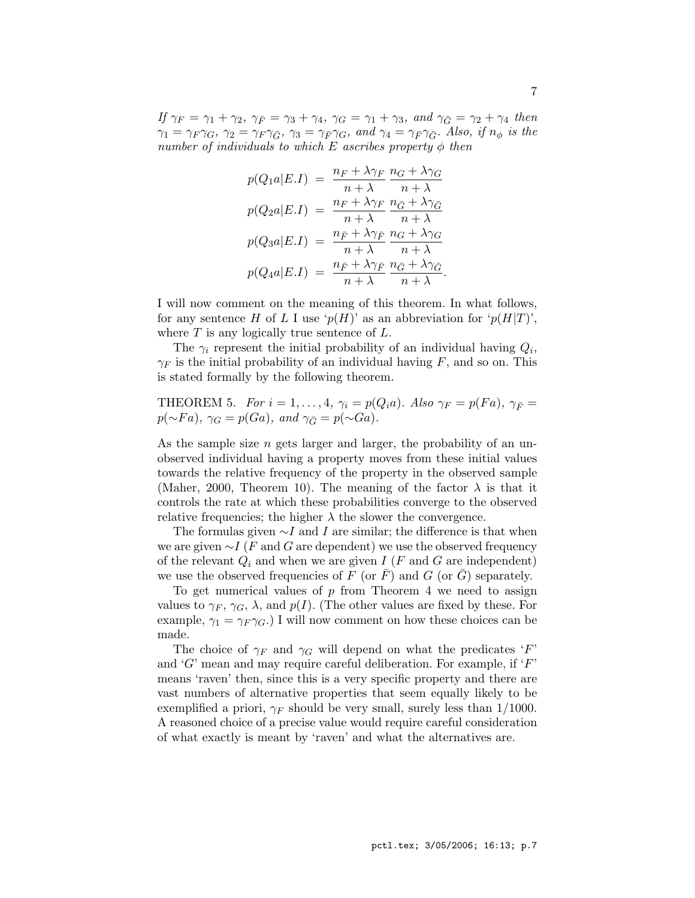*If $\gamma_F = \gamma_1 + \gamma_2$, $\gamma_{\bar{F}} = \gamma_3 + \gamma_4$, $\gamma_G = \gamma_1 + \gamma_3$, and $\gamma_{\bar{G}} = \gamma_2 + \gamma_4$ then $\gamma_1 = \gamma_F \gamma_G$, $\gamma_2 = \gamma_F \gamma_{\bar{G}}$, $\gamma_3 = \gamma_{\bar{F}} \gamma_G$, and $\gamma_4 = \gamma_{\bar{F}} \gamma_{\bar{G}}$. Also, if $n_\phi$ is the number of individuals to which $E$ ascribes property $\phi$ then*

$$
\begin{aligned}
p(Q_1 a|E.I) &= \frac{n_F + \lambda\gamma_F}{n+\lambda} \, \frac{n_G + \lambda\gamma_G}{n+\lambda} \\
p(Q_2 a|E.I) &= \frac{n_F + \lambda\gamma_F}{n+\lambda} \, \frac{n_{\bar{G}} + \lambda\gamma_{\bar{G}}}{n+\lambda} \\
p(Q_3 a|E.I) &= \frac{n_{\bar{F}} + \lambda\gamma_{\bar{F}}}{n+\lambda} \, \frac{n_G + \lambda\gamma_G}{n+\lambda} \\
p(Q_4 a|E.I) &= \frac{n_{\bar{F}} + \lambda\gamma_{\bar{F}}}{n+\lambda} \, \frac{n_{\bar{G}} + \lambda\gamma_{\bar{G}}}{n+\lambda}.
\end{aligned}
$$

I will now comment on the meaning of this theorem. In what follows, for any sentence $H$ of $L$ I use '$p(H)$' as an abbreviation for '$p(H|T)$', where $T$ is any logically true sentence of $L$.

The $\gamma_i$ represent the initial probability of an individual having $Q_i$, $\gamma_F$ is the initial probability of an individual having $F$, and so on. This is stated formally by the following theorem.

THEOREM 5. *For $i = 1, \ldots, 4$, $\gamma_i = p(Q_i a)$. Also $\gamma_F = p(Fa)$, $\gamma_{\bar{F}} = p(\sim Fa)$, $\gamma_G = p(Ga)$, and $\gamma_{\bar{G}} = p(\sim Ga)$.*

As the sample size $n$ gets larger and larger, the probability of an unobserved individual having a property moves from these initial values towards the relative frequency of the property in the observed sample (Maher, 2000, Theorem 10). The meaning of the factor $\lambda$ is that it controls the rate at which these probabilities converge to the observed relative frequencies; the higher $\lambda$ the slower the convergence.

The formulas given $\sim I$ and $I$ are similar; the difference is that when we are given $\sim I$ ($F$ and $G$ are dependent) we use the observed frequency of the relevant $Q_i$ and when we are given $I$ ($F$ and $G$ are independent) we use the observed frequencies of $F$ (or $\bar{F}$) and $G$ (or $\bar{G}$) separately.

To get numerical values of $p$ from Theorem 4 we need to assign values to $\gamma_F$, $\gamma_G$, $\lambda$, and $p(I)$. (The other values are fixed by these. For example, $\gamma_1 = \gamma_F \gamma_G$.) I will now comment on how these choices can be made.

The choice of $\gamma_F$ and $\gamma_G$ will depend on what the predicates '$F$' and '$G$' mean and may require careful deliberation. For example, if '$F$' means 'raven' then, since this is a very specific property and there are vast numbers of alternative properties that seem equally likely to be exemplified a priori, $\gamma_F$ should be very small, surely less than $1/1000$. A reasoned choice of a precise value would require careful consideration of what exactly is meant by 'raven' and what the alternatives are.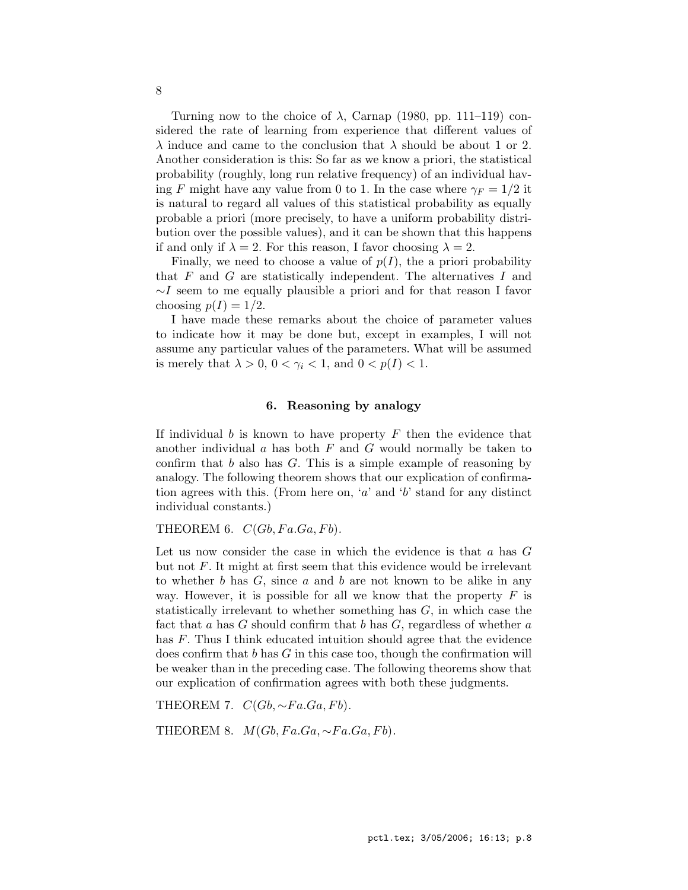Turning now to the choice of $\lambda$, Carnap (1980, pp. 111–119) considered the rate of learning from experience that different values of $\lambda$ induce and came to the conclusion that $\lambda$ should be about 1 or 2. Another consideration is this: So far as we know a priori, the statistical probability (roughly, long run relative frequency) of an individual having $F$ might have any value from 0 to 1. In the case where $\gamma_F = 1/2$ it is natural to regard all values of this statistical probability as equally probable a priori (more precisely, to have a uniform probability distribution over the possible values), and it can be shown that this happens if and only if $\lambda = 2$. For this reason, I favor choosing $\lambda = 2$.

Finally, we need to choose a value of $p(I)$, the a priori probability that $F$ and $G$ are statistically independent. The alternatives $I$ and $\sim I$ seem to me equally plausible a priori and for that reason I favor choosing $p(I) = 1/2$.

I have made these remarks about the choice of parameter values to indicate how it may be done but, except in examples, I will not assume any particular values of the parameters. What will be assumed is merely that $\lambda > 0$, $0 < \gamma_i < 1$, and $0 < p(I) < 1$.

## 6. Reasoning by analogy

If individual $b$ is known to have property $F$ then the evidence that another individual $a$ has both $F$ and $G$ would normally be taken to confirm that $b$ also has $G$. This is a simple example of reasoning by analogy. The following theorem shows that our explication of confirmation agrees with this. (From here on, '$a$' and '$b$' stand for any distinct individual constants.)

THEOREM 6. $C(Gb, Fa.Ga, Fb)$.

Let us now consider the case in which the evidence is that $a$ has $G$ but not $F$. It might at first seem that this evidence would be irrelevant to whether $b$ has $G$, since $a$ and $b$ are not known to be alike in any way. However, it is possible for all we know that the property $F$ is statistically irrelevant to whether something has $G$, in which case the fact that $a$ has $G$ should confirm that $b$ has $G$, regardless of whether $a$ has $F$. Thus I think educated intuition should agree that the evidence does confirm that $b$ has $G$ in this case too, though the confirmation will be weaker than in the preceding case. The following theorems show that our explication of confirmation agrees with both these judgments.

THEOREM 7. $C(Gb, {\sim}Fa.Ga, Fb)$.

THEOREM 8. $M(Gb, Fa.Ga, {\sim}Fa.Ga, Fb)$.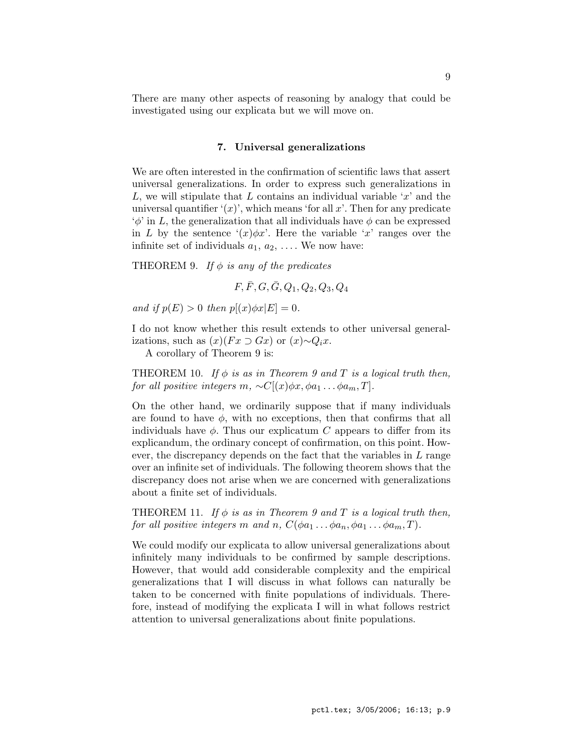There are many other aspects of reasoning by analogy that could be investigated using our explicata but we will move on.

## 7. Universal generalizations

We are often interested in the confirmation of scientific laws that assert universal generalizations. In order to express such generalizations in $L$, we will stipulate that $L$ contains an individual variable '$x$' and the universal quantifier '$(x)$', which means 'for all $x$'. Then for any predicate '$\phi$' in $L$, the generalization that all individuals have $\phi$ can be expressed in $L$ by the sentence '$(x)\phi x$'. Here the variable '$x$' ranges over the infinite set of individuals $a_1$, $a_2$, .... We now have:

THEOREM 9. *If $\phi$ is any of the predicates*

$$F, \bar{F}, G, \bar{G}, Q_1, Q_2, Q_3, Q_4$$

*and if $p(E) > 0$ then $p[(x)\phi x|E] = 0$.*

I do not know whether this result extends to other universal generalizations, such as $(x)(Fx \supset Gx)$ or $(x){\sim}Q_i x$.

A corollary of Theorem 9 is:

THEOREM 10. *If $\phi$ is as in Theorem 9 and $T$ is a logical truth then, for all positive integers $m$, ${\sim}C[(x)\phi x, \phi a_1 \ldots \phi a_m, T]$.*

On the other hand, we ordinarily suppose that if many individuals are found to have $\phi$, with no exceptions, then that confirms that all individuals have $\phi$. Thus our explicatum $C$ appears to differ from its explicandum, the ordinary concept of confirmation, on this point. However, the discrepancy depends on the fact that the variables in $L$ range over an infinite set of individuals. The following theorem shows that the discrepancy does not arise when we are concerned with generalizations about a finite set of individuals.

THEOREM 11. *If $\phi$ is as in Theorem 9 and $T$ is a logical truth then, for all positive integers $m$ and $n$, $C(\phi a_1 \ldots \phi a_n, \phi a_1 \ldots \phi a_m, T)$.*

We could modify our explicata to allow universal generalizations about infinitely many individuals to be confirmed by sample descriptions. However, that would add considerable complexity and the empirical generalizations that I will discuss in what follows can naturally be taken to be concerned with finite populations of individuals. Therefore, instead of modifying the explicata I will in what follows restrict attention to universal generalizations about finite populations.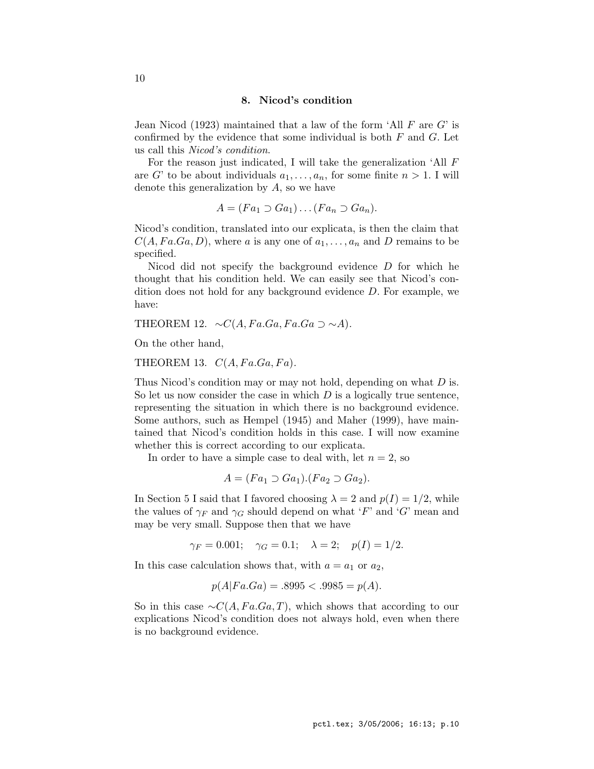## 8. Nicod's condition

Jean Nicod (1923) maintained that a law of the form 'All $F$ are $G$' is confirmed by the evidence that some individual is both $F$ and $G$. Let us call this *Nicod's condition*.

For the reason just indicated, I will take the generalization 'All $F$ are $G$' to be about individuals $a_1, \ldots, a_n$, for some finite $n > 1$. I will denote this generalization by $A$, so we have

$$A = (Fa_1 \supset Ga_1) \ldots (Fa_n \supset Ga_n).$$

Nicod's condition, translated into our explicata, is then the claim that $C(A, Fa.Ga, D)$, where $a$ is any one of $a_1, \ldots, a_n$ and $D$ remains to be specified.

Nicod did not specify the background evidence $D$ for which he thought that his condition held. We can easily see that Nicod's condition does not hold for any background evidence $D$. For example, we have:

THEOREM 12. $\sim C(A, Fa.Ga, Fa.Ga \supset \sim A)$.

On the other hand,

THEOREM 13. $C(A, Fa.Ga, Fa)$.

Thus Nicod's condition may or may not hold, depending on what $D$ is. So let us now consider the case in which $D$ is a logically true sentence, representing the situation in which there is no background evidence. Some authors, such as Hempel (1945) and Maher (1999), have maintained that Nicod's condition holds in this case. I will now examine whether this is correct according to our explicata.

In order to have a simple case to deal with, let $n = 2$, so

$$A = (Fa_1 \supset Ga_1).(Fa_2 \supset Ga_2).$$

In Section 5 I said that I favored choosing $\lambda = 2$ and $p(I) = 1/2$, while the values of $\gamma_F$ and $\gamma_G$ should depend on what '$F$' and '$G$' mean and may be very small. Suppose then that we have

$$\gamma_F = 0.001; \quad \gamma_G = 0.1; \quad \lambda = 2; \quad p(I) = 1/2.$$

In this case calculation shows that, with $a = a_1$ or $a_2$,

$$p(A|Fa.Ga) = .8995 < .9985 = p(A).$$

So in this case $\sim C(A, Fa.Ga, T)$, which shows that according to our explications Nicod's condition does not always hold, even when there is no background evidence.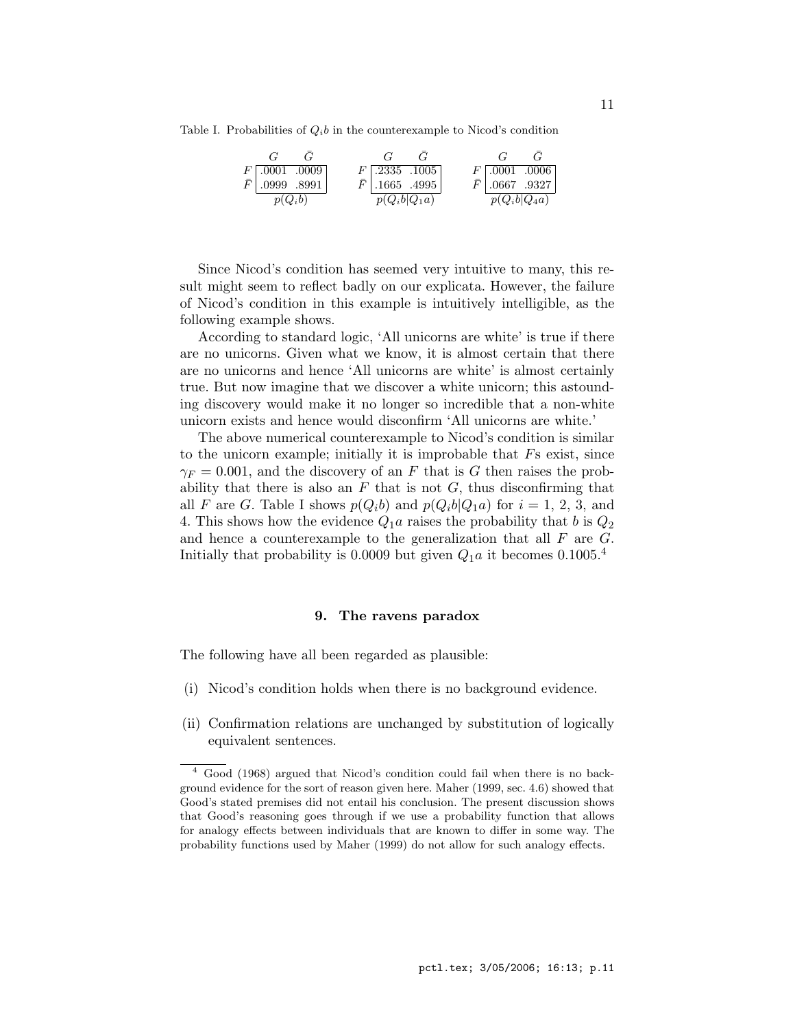Table I. Probabilities of $Q_i b$ in the counterexample to Nicod's condition

$p(Q_i b)$:

| | $G$ | $\bar{G}$ |
|---|---|---|
| $F$ | .0001 | .0009 |
| $\bar{F}$ | .0999 | .8991 |

$p(Q_i b|Q_1 a)$:

| | $G$ | $\bar{G}$ |
|---|---|---|
| $F$ | .2335 | .1005 |
| $\bar{F}$ | .1665 | .4995 |

$p(Q_i b|Q_4 a)$:

| | $G$ | $\bar{G}$ |
|---|---|---|
| $F$ | .0001 | .0006 |
| $\bar{F}$ | .0667 | .9327 |

Since Nicod's condition has seemed very intuitive to many, this result might seem to reflect badly on our explicata. However, the failure of Nicod's condition in this example is intuitively intelligible, as the following example shows.

According to standard logic, 'All unicorns are white' is true if there are no unicorns. Given what we know, it is almost certain that there are no unicorns and hence 'All unicorns are white' is almost certainly true. But now imagine that we discover a white unicorn; this astounding discovery would make it no longer so incredible that a non-white unicorn exists and hence would disconfirm 'All unicorns are white.'

The above numerical counterexample to Nicod's condition is similar to the unicorn example; initially it is improbable that $F$s exist, since $\gamma_F = 0.001$, and the discovery of an $F$ that is $G$ then raises the probability that there is also an $F$ that is not $G$, thus disconfirming that all $F$ are $G$. Table I shows $p(Q_i b)$ and $p(Q_i b|Q_1 a)$ for $i$ = 1, 2, 3, and 4. This shows how the evidence $Q_1 a$ raises the probability that $b$ is $Q_2$ and hence a counterexample to the generalization that all $F$ are $G$. Initially that probability is 0.0009 but given $Q_1 a$ it becomes 0.1005.[4]

## 9. The ravens paradox

The following have all been regarded as plausible:

(i) Nicod's condition holds when there is no background evidence.

(ii) Confirmation relations are unchanged by substitution of logically equivalent sentences.

[4] Good (1968) argued that Nicod's condition could fail when there is no background evidence for the sort of reason given here. Maher (1999, sec. 4.6) showed that Good's stated premises did not entail his conclusion. The present discussion shows that Good's reasoning goes through if we use a probability function that allows for analogy effects between individuals that are known to differ in some way. The probability functions used by Maher (1999) do not allow for such analogy effects.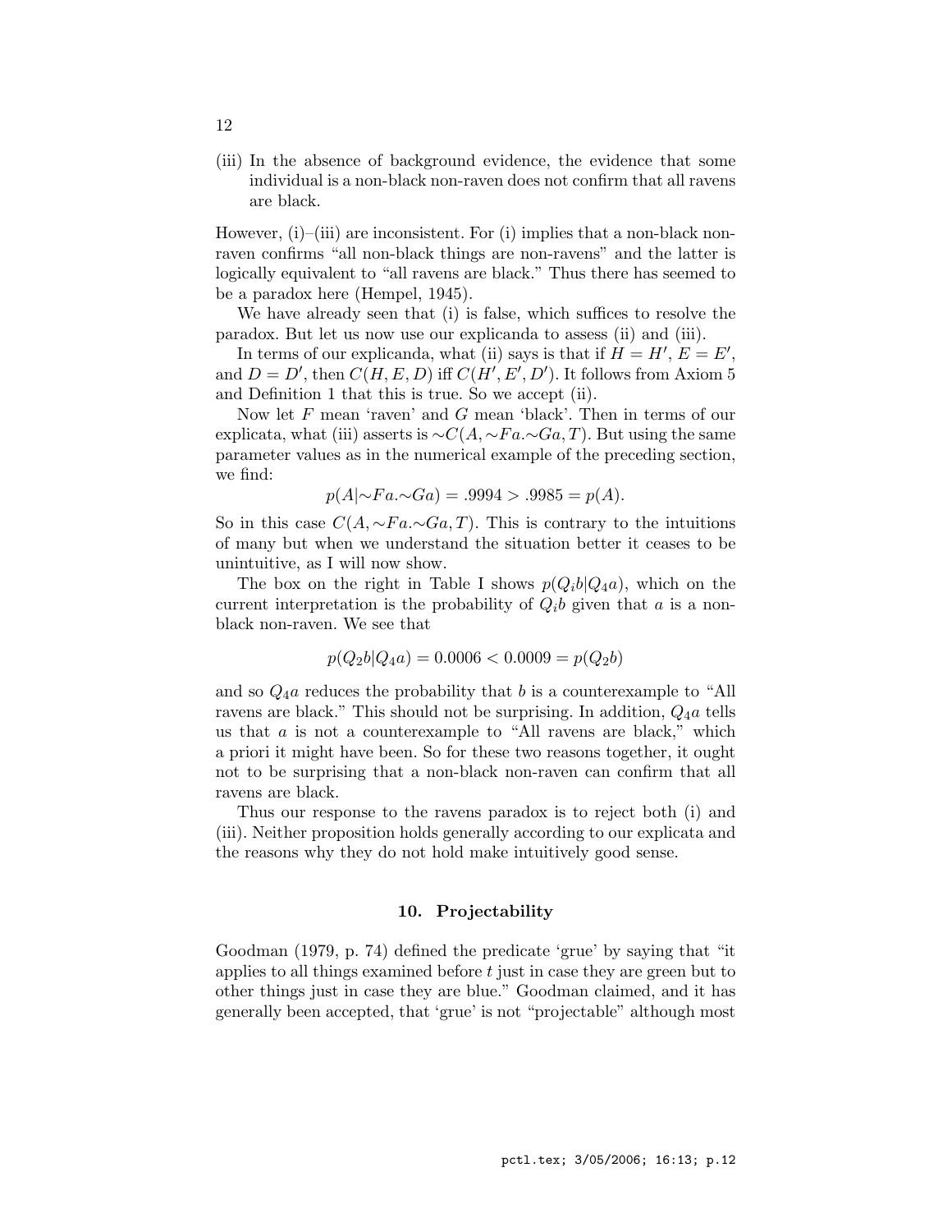(iii) In the absence of background evidence, the evidence that some individual is a non-black non-raven does not confirm that all ravens are black.

However, (i)–(iii) are inconsistent. For (i) implies that a non-black non-raven confirms "all non-black things are non-ravens" and the latter is logically equivalent to "all ravens are black." Thus there has seemed to be a paradox here (Hempel, 1945).

We have already seen that (i) is false, which suffices to resolve the paradox. But let us now use our explicanda to assess (ii) and (iii).

In terms of our explicanda, what (ii) says is that if $H = H'$, $E = E'$, and $D = D'$, then $C(H, E, D)$ iff $C(H', E', D')$. It follows from Axiom 5 and Definition 1 that this is true. So we accept (ii).

Now let $F$ mean 'raven' and $G$ mean 'black'. Then in terms of our explicata, what (iii) asserts is $\sim C(A, \sim Fa.\sim Ga, T)$. But using the same parameter values as in the numerical example of the preceding section, we find:

$$p(A|\sim Fa.\sim Ga) = .9994 > .9985 = p(A).$$

So in this case $C(A, \sim Fa.\sim Ga, T)$. This is contrary to the intuitions of many but when we understand the situation better it ceases to be unintuitive, as I will now show.

The box on the right in Table I shows $p(Q_i b|Q_4 a)$, which on the current interpretation is the probability of $Q_i b$ given that $a$ is a non-black non-raven. We see that

$$p(Q_2 b|Q_4 a) = 0.0006 < 0.0009 = p(Q_2 b)$$

and so $Q_4 a$ reduces the probability that $b$ is a counterexample to "All ravens are black." This should not be surprising. In addition, $Q_4 a$ tells us that $a$ is not a counterexample to "All ravens are black," which a priori it might have been. So for these two reasons together, it ought not to be surprising that a non-black non-raven can confirm that all ravens are black.

Thus our response to the ravens paradox is to reject both (i) and (iii). Neither proposition holds generally according to our explicata and the reasons why they do not hold make intuitively good sense.

## 10. Projectability

Goodman (1979, p. 74) defined the predicate 'grue' by saying that "it applies to all things examined before $t$ just in case they are green but to other things just in case they are blue." Goodman claimed, and it has generally been accepted, that 'grue' is not "projectable" although most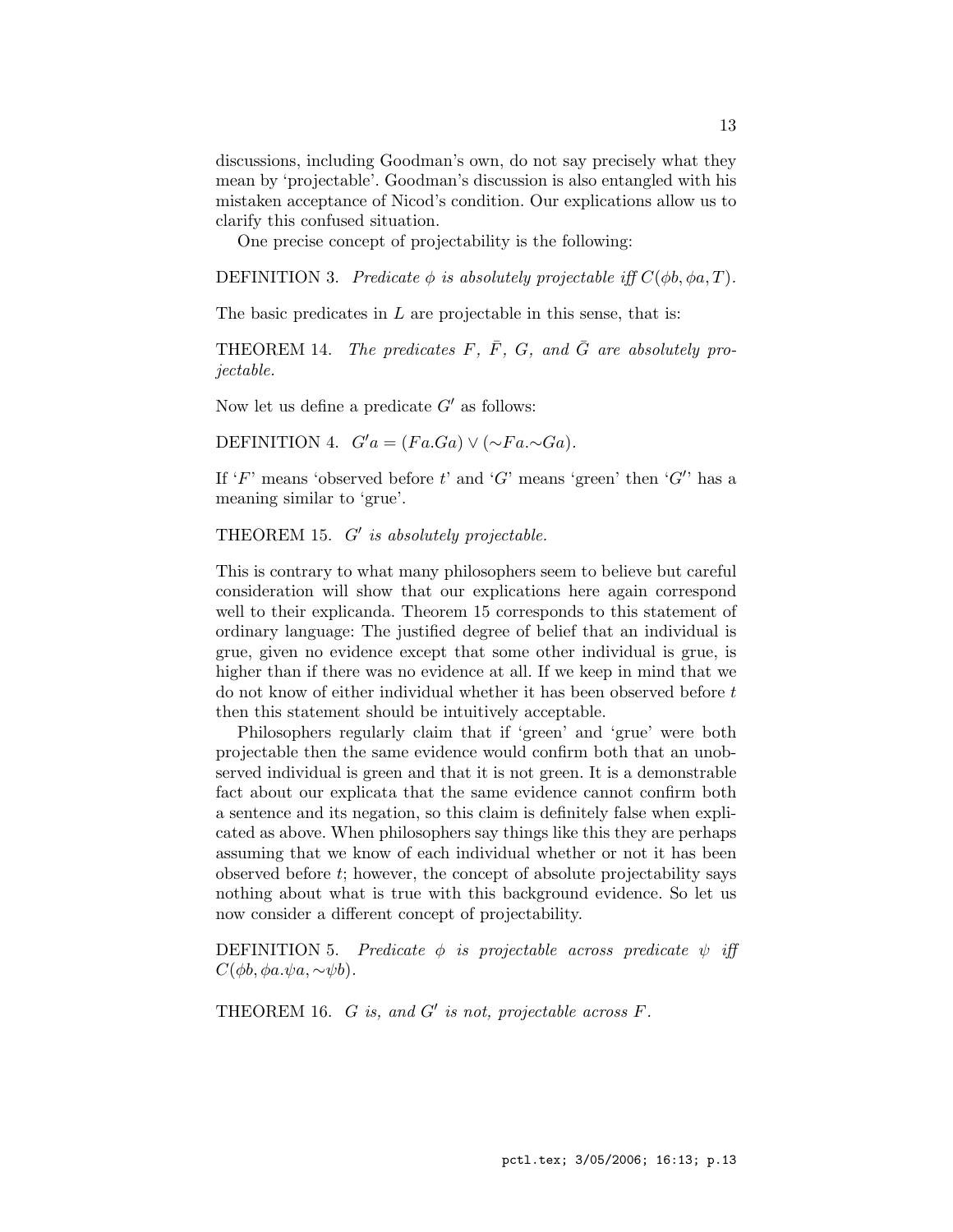discussions, including Goodman's own, do not say precisely what they mean by 'projectable'. Goodman's discussion is also entangled with his mistaken acceptance of Nicod's condition. Our explications allow us to clarify this confused situation.

One precise concept of projectability is the following:

DEFINITION 3. *Predicate $\phi$ is absolutely projectable iff $C(\phi b, \phi a, T)$.*

The basic predicates in $L$ are projectable in this sense, that is:

THEOREM 14. *The predicates $F$, $\bar{F}$, $G$, and $\bar{G}$ are absolutely projectable.*

Now let us define a predicate $G'$ as follows:

DEFINITION 4. $G'a = (Fa.Ga) \vee (\sim Fa.\sim Ga)$.

If '$F$' means 'observed before $t$' and '$G$' means 'green' then '$G'$' has a meaning similar to 'grue'.

THEOREM 15. *$G'$ is absolutely projectable.*

This is contrary to what many philosophers seem to believe but careful consideration will show that our explications here again correspond well to their explicanda. Theorem 15 corresponds to this statement of ordinary language: The justified degree of belief that an individual is grue, given no evidence except that some other individual is grue, is higher than if there was no evidence at all. If we keep in mind that we do not know of either individual whether it has been observed before $t$ then this statement should be intuitively acceptable.

Philosophers regularly claim that if 'green' and 'grue' were both projectable then the same evidence would confirm both that an unobserved individual is green and that it is not green. It is a demonstrable fact about our explicata that the same evidence cannot confirm both a sentence and its negation, so this claim is definitely false when explicated as above. When philosophers say things like this they are perhaps assuming that we know of each individual whether or not it has been observed before $t$; however, the concept of absolute projectability says nothing about what is true with this background evidence. So let us now consider a different concept of projectability.

DEFINITION 5. *Predicate $\phi$ is projectable across predicate $\psi$ iff $C(\phi b, \phi a.\psi a, \sim\psi b)$.*

THEOREM 16. *$G$ is, and $G'$ is not, projectable across $F$.*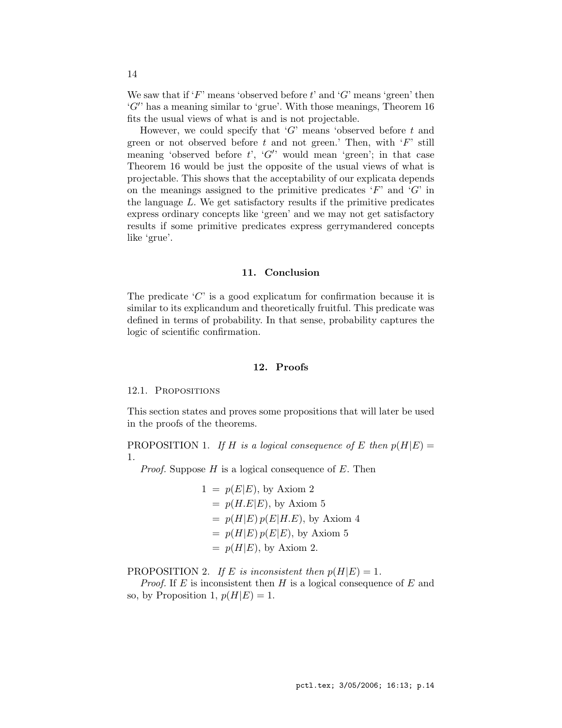We saw that if '$F$' means 'observed before $t$' and '$G$' means 'green' then '$G'$' has a meaning similar to 'grue'. With those meanings, Theorem 16 fits the usual views of what is and is not projectable.

However, we could specify that '$G$' means 'observed before $t$ and green or not observed before $t$ and not green.' Then, with '$F$' still meaning 'observed before $t$', '$G'$' would mean 'green'; in that case Theorem 16 would be just the opposite of the usual views of what is projectable. This shows that the acceptability of our explicata depends on the meanings assigned to the primitive predicates '$F$' and '$G$' in the language $L$. We get satisfactory results if the primitive predicates express ordinary concepts like 'green' and we may not get satisfactory results if some primitive predicates express gerrymandered concepts like 'grue'.

## 11. Conclusion

The predicate '$C$' is a good explicatum for confirmation because it is similar to its explicandum and theoretically fruitful. This predicate was defined in terms of probability. In that sense, probability captures the logic of scientific confirmation.

## 12. Proofs

### 12.1. Propositions

This section states and proves some propositions that will later be used in the proofs of the theorems.

PROPOSITION 1. *If $H$ is a logical consequence of $E$ then $p(H|E) = 1$.*

*Proof.* Suppose $H$ is a logical consequence of $E$. Then

$$
\begin{aligned}
1 &= p(E|E), \text{ by Axiom 2} \\
&= p(H.E|E), \text{ by Axiom 5} \\
&= p(H|E)\, p(E|H.E), \text{ by Axiom 4} \\
&= p(H|E)\, p(E|E), \text{ by Axiom 5} \\
&= p(H|E), \text{ by Axiom 2.}
\end{aligned}
$$

PROPOSITION 2. *If $E$ is inconsistent then $p(H|E) = 1$.*

*Proof.* If $E$ is inconsistent then $H$ is a logical consequence of $E$ and so, by Proposition 1, $p(H|E) = 1$.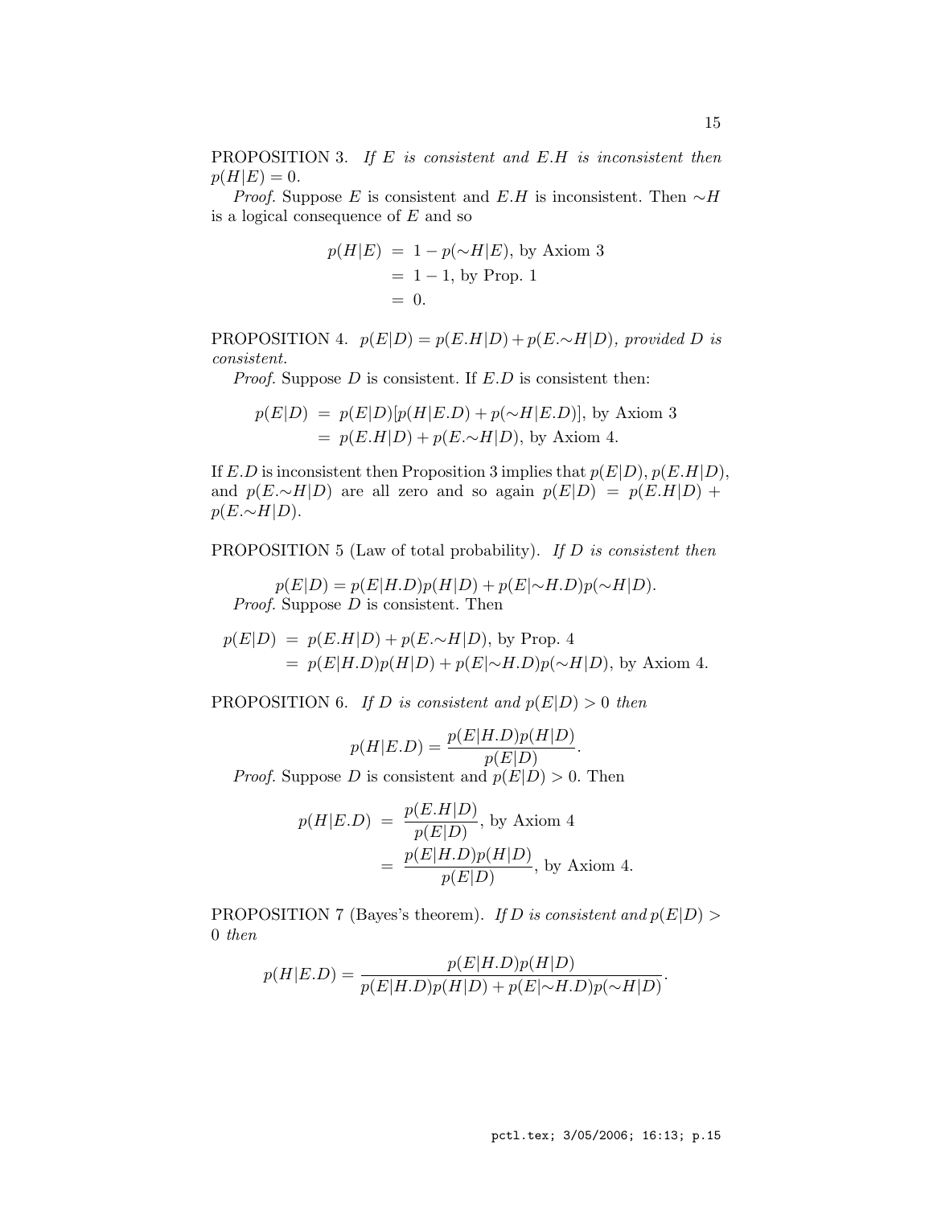PROPOSITION 3. *If $E$ is consistent and $E.H$ is inconsistent then $p(H|E) = 0$.*

*Proof.* Suppose $E$ is consistent and $E.H$ is inconsistent. Then $\sim H$ is a logical consequence of $E$ and so

$$
\begin{aligned}
p(H|E) &= 1 - p(\sim H|E), \text{ by Axiom 3} \\
&= 1 - 1, \text{ by Prop. 1} \\
&= 0.
\end{aligned}
$$

PROPOSITION 4. *$p(E|D) = p(E.H|D) + p(E.\sim H|D)$, provided $D$ is consistent.*

*Proof.* Suppose $D$ is consistent. If $E.D$ is consistent then:

$$
\begin{aligned}
p(E|D) &= p(E|D)[p(H|E.D) + p(\sim H|E.D)], \text{ by Axiom 3} \\
&= p(E.H|D) + p(E.\sim H|D), \text{ by Axiom 4.}
\end{aligned}
$$

If $E.D$ is inconsistent then Proposition 3 implies that $p(E|D)$, $p(E.H|D)$, and $p(E.\sim H|D)$ are all zero and so again $p(E|D) = p(E.H|D) + p(E.\sim H|D)$.

PROPOSITION 5 (Law of total probability). *If $D$ is consistent then*

$$p(E|D) = p(E|H.D)p(H|D) + p(E|\sim H.D)p(\sim H|D).$$

*Proof.* Suppose $D$ is consistent. Then

$$
\begin{aligned}
p(E|D) &= p(E.H|D) + p(E.\sim H|D), \text{ by Prop. 4} \\
&= p(E|H.D)p(H|D) + p(E|\sim H.D)p(\sim H|D), \text{ by Axiom 4.}
\end{aligned}
$$

PROPOSITION 6. *If $D$ is consistent and $p(E|D) > 0$ then*

$$p(H|E.D) = \frac{p(E|H.D)p(H|D)}{p(E|D)}.$$

*Proof.* Suppose $D$ is consistent and $p(E|D) > 0$. Then

$$
\begin{aligned}
p(H|E.D) &= \frac{p(E.H|D)}{p(E|D)}, \text{ by Axiom 4} \\
&= \frac{p(E|H.D)p(H|D)}{p(E|D)}, \text{ by Axiom 4.}
\end{aligned}
$$

PROPOSITION 7 (Bayes's theorem). *If $D$ is consistent and $p(E|D) > 0$ then*

$$p(H|E.D) = \frac{p(E|H.D)p(H|D)}{p(E|H.D)p(H|D) + p(E|\sim H.D)p(\sim H|D)}.$$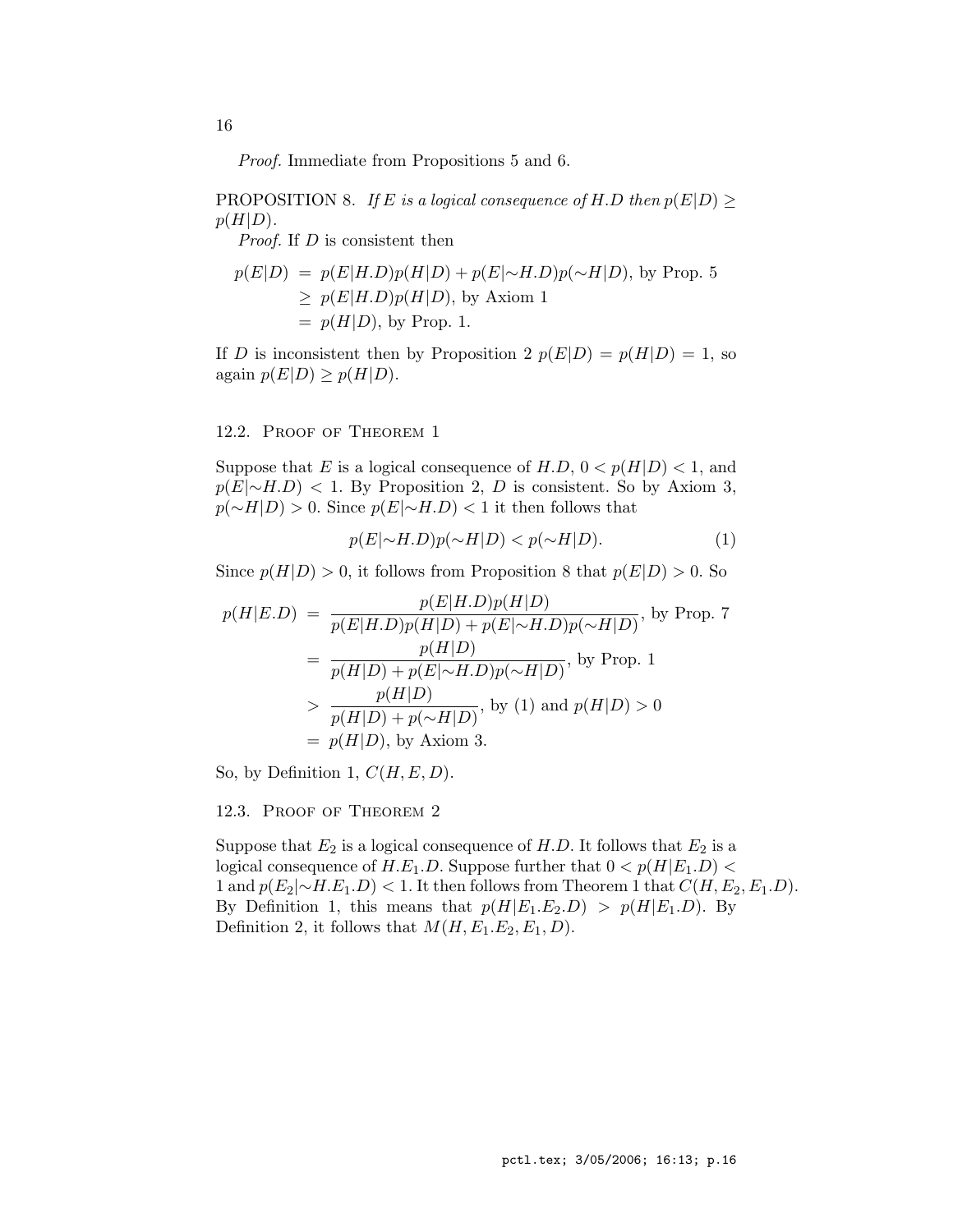*Proof.* Immediate from Propositions 5 and 6.

PROPOSITION 8. *If $E$ is a logical consequence of $H.D$ then $p(E|D) \geq p(H|D)$.*

*Proof.* If $D$ is consistent then

$$
\begin{aligned}
p(E|D) &= p(E|H.D)p(H|D) + p(E|{\sim}H.D)p({\sim}H|D), \text{ by Prop. 5} \\
&\geq p(E|H.D)p(H|D), \text{ by Axiom 1} \\
&= p(H|D), \text{ by Prop. 1.}
\end{aligned}
$$

If $D$ is inconsistent then by Proposition 2 $p(E|D) = p(H|D) = 1$, so again $p(E|D) \geq p(H|D)$.

### 12.2. Proof of Theorem 1

Suppose that $E$ is a logical consequence of $H.D$, $0 < p(H|D) < 1$, and $p(E|{\sim}H.D) < 1$. By Proposition 2, $D$ is consistent. So by Axiom 3, $p({\sim}H|D) > 0$. Since $p(E|{\sim}H.D) < 1$ it then follows that

$$
p(E|{\sim}H.D)p({\sim}H|D) < p({\sim}H|D). \tag{1}
$$

Since $p(H|D) > 0$, it follows from Proposition 8 that $p(E|D) > 0$. So

$$
\begin{aligned}
p(H|E.D) &= \frac{p(E|H.D)p(H|D)}{p(E|H.D)p(H|D) + p(E|{\sim}H.D)p({\sim}H|D)}, \text{ by Prop. 7} \\
&= \frac{p(H|D)}{p(H|D) + p(E|{\sim}H.D)p({\sim}H|D)}, \text{ by Prop. 1} \\
&> \frac{p(H|D)}{p(H|D) + p({\sim}H|D)}, \text{ by (1) and } p(H|D) > 0 \\
&= p(H|D), \text{ by Axiom 3.}
\end{aligned}
$$

So, by Definition 1, $C(H, E, D)$.

### 12.3. Proof of Theorem 2

Suppose that $E_2$ is a logical consequence of $H.D$. It follows that $E_2$ is a logical consequence of $H.E_1.D$. Suppose further that $0 < p(H|E_1.D) < 1$ and $p(E_2|{\sim}H.E_1.D) < 1$. It then follows from Theorem 1 that $C(H, E_2, E_1.D)$. By Definition 1, this means that $p(H|E_1.E_2.D) > p(H|E_1.D)$. By Definition 2, it follows that $M(H, E_1.E_2, E_1, D)$.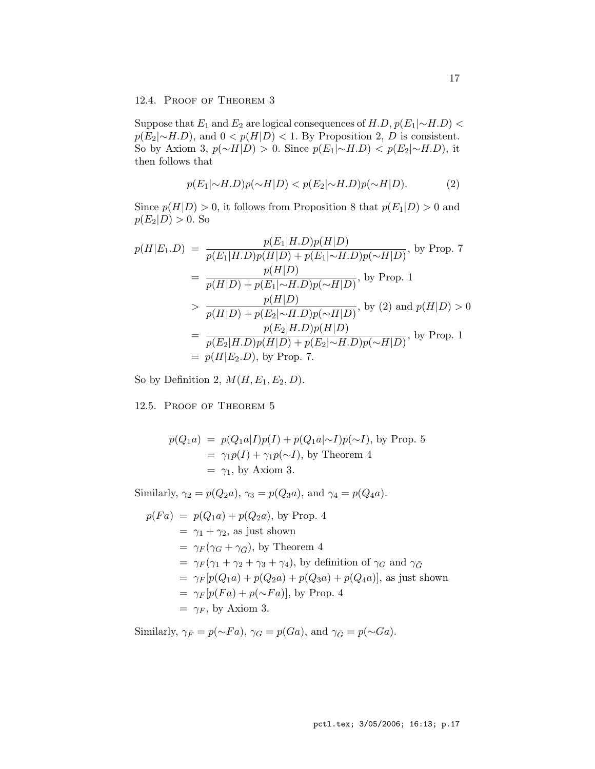### 12.4. Proof of Theorem 3

Suppose that $E_1$ and $E_2$ are logical consequences of $H.D$, $p(E_1|{\sim}H.D) < p(E_2|{\sim}H.D)$, and $0 < p(H|D) < 1$. By Proposition 2, $D$ is consistent. So by Axiom 3, $p({\sim}H|D) > 0$. Since $p(E_1|{\sim}H.D) < p(E_2|{\sim}H.D)$, it then follows that

$$p(E_1|{\sim}H.D)p({\sim}H|D) < p(E_2|{\sim}H.D)p({\sim}H|D). \tag{2}$$

Since $p(H|D) > 0$, it follows from Proposition 8 that $p(E_1|D) > 0$ and $p(E_2|D) > 0$. So

$$\begin{aligned}
p(H|E_1.D) &= \frac{p(E_1|H.D)p(H|D)}{p(E_1|H.D)p(H|D) + p(E_1|{\sim}H.D)p({\sim}H|D)}, \text{ by Prop. 7} \\
&= \frac{p(H|D)}{p(H|D) + p(E_1|{\sim}H.D)p({\sim}H|D)}, \text{ by Prop. 1} \\
&> \frac{p(H|D)}{p(H|D) + p(E_2|{\sim}H.D)p({\sim}H|D)}, \text{ by (2) and } p(H|D) > 0 \\
&= \frac{p(E_2|H.D)p(H|D)}{p(E_2|H.D)p(H|D) + p(E_2|{\sim}H.D)p({\sim}H|D)}, \text{ by Prop. 1} \\
&= p(H|E_2.D), \text{ by Prop. 7.}
\end{aligned}$$

So by Definition 2, $M(H, E_1, E_2, D)$.

### 12.5. Proof of Theorem 5

$$\begin{aligned}
p(Q_1a) &= p(Q_1a|I)p(I) + p(Q_1a|{\sim}I)p({\sim}I), \text{ by Prop. 5} \\
&= \gamma_1 p(I) + \gamma_1 p({\sim}I), \text{ by Theorem 4} \\
&= \gamma_1, \text{ by Axiom 3.}
\end{aligned}$$

Similarly, $\gamma_2 = p(Q_2a)$, $\gamma_3 = p(Q_3a)$, and $\gamma_4 = p(Q_4a)$.

$$\begin{aligned}
p(Fa) &= p(Q_1a) + p(Q_2a), \text{ by Prop. 4} \\
&= \gamma_1 + \gamma_2, \text{ as just shown} \\
&= \gamma_F(\gamma_G + \gamma_{\bar{G}}), \text{ by Theorem 4} \\
&= \gamma_F(\gamma_1 + \gamma_2 + \gamma_3 + \gamma_4), \text{ by definition of } \gamma_G \text{ and } \gamma_{\bar{G}} \\
&= \gamma_F[p(Q_1a) + p(Q_2a) + p(Q_3a) + p(Q_4a)], \text{ as just shown} \\
&= \gamma_F[p(Fa) + p({\sim}Fa)], \text{ by Prop. 4} \\
&= \gamma_F, \text{ by Axiom 3.}
\end{aligned}$$

Similarly, $\gamma_{\bar{F}} = p({\sim}Fa)$, $\gamma_G = p(Ga)$, and $\gamma_{\bar{G}} = p({\sim}Ga)$.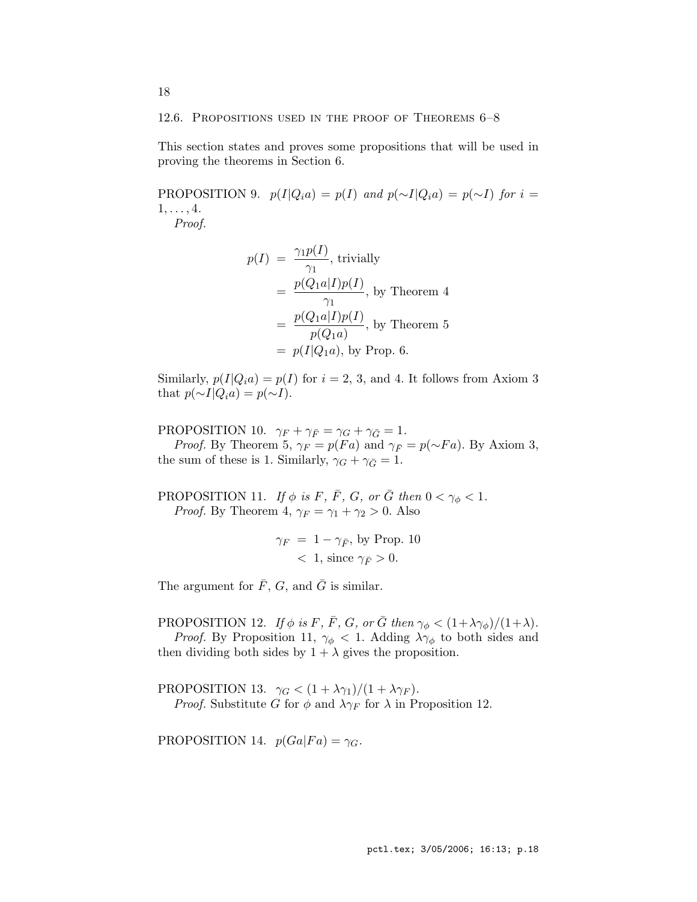### 12.6. Propositions used in the proof of Theorems 6–8

This section states and proves some propositions that will be used in proving the theorems in Section 6.

PROPOSITION 9. *$p(I|Q_i a) = p(I)$ and $p(\sim I|Q_i a) = p(\sim I)$ for $i = 1, \ldots, 4$.*

*Proof.*

$$
\begin{aligned}
p(I) &= \frac{\gamma_1 p(I)}{\gamma_1}, \text{ trivially} \\
&= \frac{p(Q_1 a|I)p(I)}{\gamma_1}, \text{ by Theorem 4} \\
&= \frac{p(Q_1 a|I)p(I)}{p(Q_1 a)}, \text{ by Theorem 5} \\
&= p(I|Q_1 a), \text{ by Prop. 6.}
\end{aligned}
$$

Similarly, $p(I|Q_i a) = p(I)$ for $i = 2$, 3, and 4. It follows from Axiom 3 that $p(\sim I|Q_i a) = p(\sim I)$.

PROPOSITION 10. *$\gamma_F + \gamma_{\bar{F}} = \gamma_G + \gamma_{\bar{G}} = 1$.*

*Proof.* By Theorem 5, $\gamma_F = p(Fa)$ and $\gamma_{\bar{F}} = p(\sim Fa)$. By Axiom 3, the sum of these is 1. Similarly, $\gamma_G + \gamma_{\bar{G}} = 1$.

PROPOSITION 11. *If $\phi$ is $F$, $\bar{F}$, $G$, or $\bar{G}$ then $0 < \gamma_\phi < 1$.*

*Proof.* By Theorem 4, $\gamma_F = \gamma_1 + \gamma_2 > 0$. Also

$$
\begin{aligned}
\gamma_F &= 1 - \gamma_{\bar{F}}, \text{ by Prop. 10} \\
&< 1, \text{ since } \gamma_{\bar{F}} > 0.
\end{aligned}
$$

The argument for $\bar{F}$, $G$, and $\bar{G}$ is similar.

PROPOSITION 12. *If $\phi$ is $F$, $\bar{F}$, $G$, or $\bar{G}$ then $\gamma_\phi < (1+\lambda\gamma_\phi)/(1+\lambda)$.*

*Proof.* By Proposition 11, $\gamma_\phi < 1$. Adding $\lambda\gamma_\phi$ to both sides and then dividing both sides by $1 + \lambda$ gives the proposition.

PROPOSITION 13. *$\gamma_G < (1 + \lambda\gamma_1)/(1 + \lambda\gamma_F)$.*

*Proof.* Substitute $G$ for $\phi$ and $\lambda\gamma_F$ for $\lambda$ in Proposition 12.

PROPOSITION 14. *$p(Ga|Fa) = \gamma_G$.*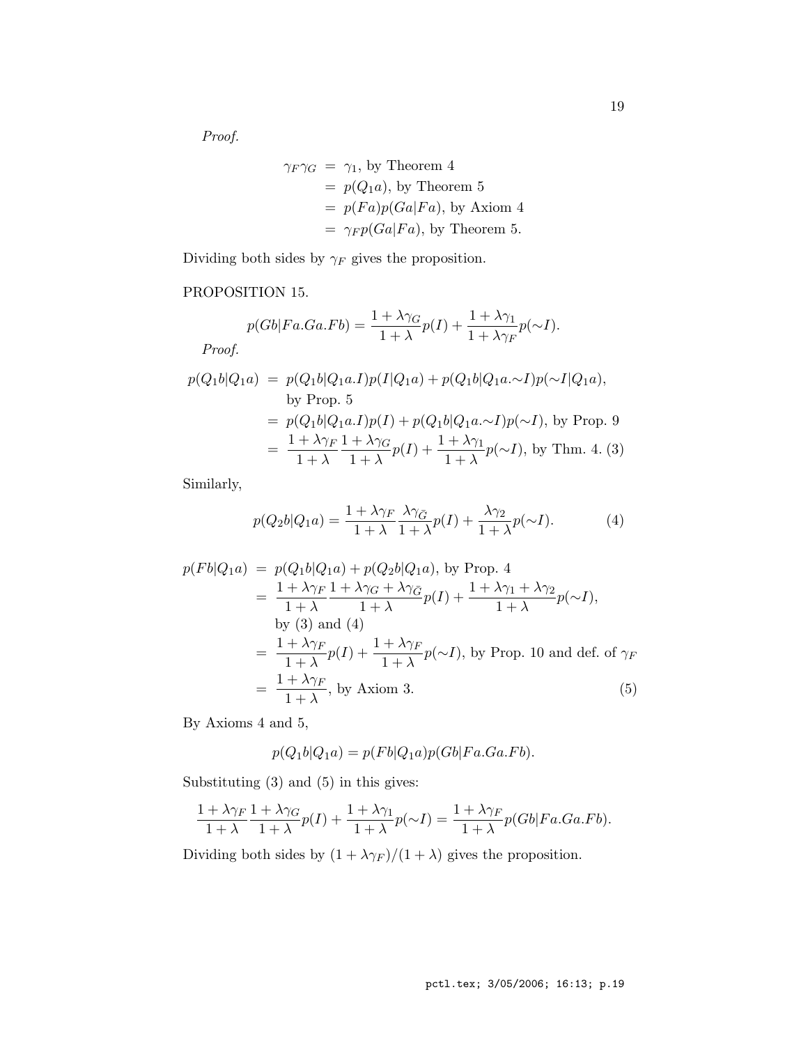*Proof.*

$$
\begin{aligned}
\gamma_F \gamma_G &= \gamma_1, \text{ by Theorem 4} \\
&= p(Q_1 a), \text{ by Theorem 5} \\
&= p(Fa)p(Ga|Fa), \text{ by Axiom 4} \\
&= \gamma_F p(Ga|Fa), \text{ by Theorem 5.}
\end{aligned}
$$

Dividing both sides by $\gamma_F$ gives the proposition.

PROPOSITION 15.

$$
p(Gb|Fa.Ga.Fb) = \frac{1+\lambda\gamma_G}{1+\lambda} p(I) + \frac{1+\lambda\gamma_1}{1+\lambda\gamma_F} p(\sim I).
$$

*Proof.*

$$
\begin{aligned}
p(Q_1 b|Q_1 a) &= p(Q_1 b|Q_1 a.I)p(I|Q_1 a) + p(Q_1 b|Q_1 a.\sim I)p(\sim I|Q_1 a), \\
&\quad \text{by Prop. 5} \\
&= p(Q_1 b|Q_1 a.I)p(I) + p(Q_1 b|Q_1 a.\sim I)p(\sim I), \text{ by Prop. 9} \\
&= \frac{1+\lambda\gamma_F}{1+\lambda}\frac{1+\lambda\gamma_G}{1+\lambda} p(I) + \frac{1+\lambda\gamma_1}{1+\lambda} p(\sim I), \text{ by Thm. 4.} \quad (3)
\end{aligned}
$$

Similarly,

$$
p(Q_2 b|Q_1 a) = \frac{1+\lambda\gamma_F}{1+\lambda}\frac{\lambda\gamma_{\bar{G}}}{1+\lambda} p(I) + \frac{\lambda\gamma_2}{1+\lambda} p(\sim I). \quad (4)
$$

$$
\begin{aligned}
p(Fb|Q_1 a) &= p(Q_1 b|Q_1 a) + p(Q_2 b|Q_1 a), \text{ by Prop. 4} \\
&= \frac{1+\lambda\gamma_F}{1+\lambda}\frac{1+\lambda\gamma_G+\lambda\gamma_{\bar{G}}}{1+\lambda} p(I) + \frac{1+\lambda\gamma_1+\lambda\gamma_2}{1+\lambda} p(\sim I), \\
&\quad \text{by (3) and (4)} \\
&= \frac{1+\lambda\gamma_F}{1+\lambda} p(I) + \frac{1+\lambda\gamma_F}{1+\lambda} p(\sim I), \text{ by Prop. 10 and def. of } \gamma_F \\
&= \frac{1+\lambda\gamma_F}{1+\lambda}, \text{ by Axiom 3.} \quad (5)
\end{aligned}
$$

By Axioms 4 and 5,

$$
p(Q_1 b|Q_1 a) = p(Fb|Q_1 a)p(Gb|Fa.Ga.Fb).
$$

Substituting (3) and (5) in this gives:

$$
\frac{1+\lambda\gamma_F}{1+\lambda}\frac{1+\lambda\gamma_G}{1+\lambda} p(I) + \frac{1+\lambda\gamma_1}{1+\lambda} p(\sim I) = \frac{1+\lambda\gamma_F}{1+\lambda} p(Gb|Fa.Ga.Fb).
$$

Dividing both sides by $(1+\lambda\gamma_F)/(1+\lambda)$ gives the proposition.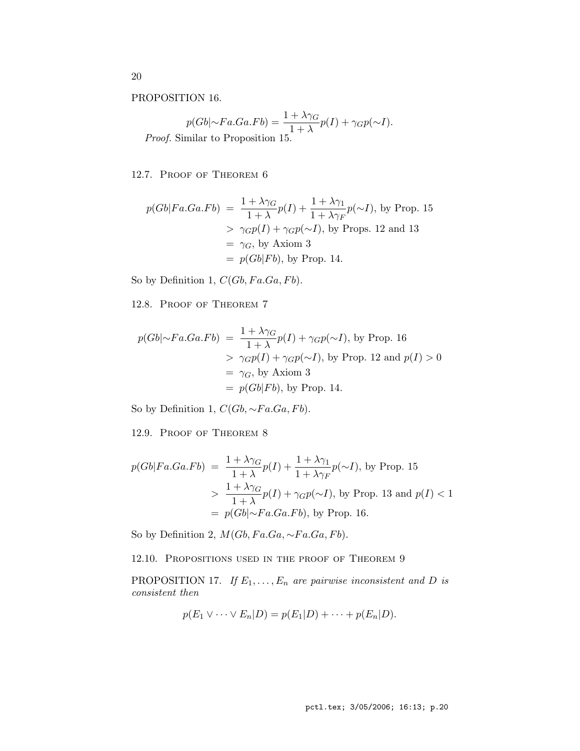PROPOSITION 16.

$$p(Gb|{\sim}Fa.Ga.Fb) = \frac{1+\lambda\gamma_G}{1+\lambda}p(I) + \gamma_G p({\sim}I).$$

*Proof.* Similar to Proposition 15.

## 12.7. Proof of Theorem 6

$$\begin{aligned}
p(Gb|Fa.Ga.Fb) &= \frac{1+\lambda\gamma_G}{1+\lambda}p(I) + \frac{1+\lambda\gamma_1}{1+\lambda\gamma_F}p({\sim}I), \text{ by Prop. 15} \\
&> \gamma_G p(I) + \gamma_G p({\sim}I), \text{ by Props. 12 and 13} \\
&= \gamma_G, \text{ by Axiom 3} \\
&= p(Gb|Fb), \text{ by Prop. 14.}
\end{aligned}$$

So by Definition 1, $C(Gb, Fa.Ga, Fb)$.

## 12.8. Proof of Theorem 7

$$\begin{aligned}
p(Gb|{\sim}Fa.Ga.Fb) &= \frac{1+\lambda\gamma_G}{1+\lambda}p(I) + \gamma_G p({\sim}I), \text{ by Prop. 16} \\
&> \gamma_G p(I) + \gamma_G p({\sim}I), \text{ by Prop. 12 and } p(I) > 0 \\
&= \gamma_G, \text{ by Axiom 3} \\
&= p(Gb|Fb), \text{ by Prop. 14.}
\end{aligned}$$

So by Definition 1, $C(Gb, {\sim}Fa.Ga, Fb)$.

## 12.9. Proof of Theorem 8

$$\begin{aligned}
p(Gb|Fa.Ga.Fb) &= \frac{1+\lambda\gamma_G}{1+\lambda}p(I) + \frac{1+\lambda\gamma_1}{1+\lambda\gamma_F}p({\sim}I), \text{ by Prop. 15} \\
&> \frac{1+\lambda\gamma_G}{1+\lambda}p(I) + \gamma_G p({\sim}I), \text{ by Prop. 13 and } p(I) < 1 \\
&= p(Gb|{\sim}Fa.Ga.Fb), \text{ by Prop. 16.}
\end{aligned}$$

So by Definition 2, $M(Gb, Fa.Ga, {\sim}Fa.Ga, Fb)$.

## 12.10. Propositions used in the proof of Theorem 9

PROPOSITION 17. *If $E_1, \ldots, E_n$ are pairwise inconsistent and $D$ is consistent then*

$$p(E_1 \vee \cdots \vee E_n|D) = p(E_1|D) + \cdots + p(E_n|D).$$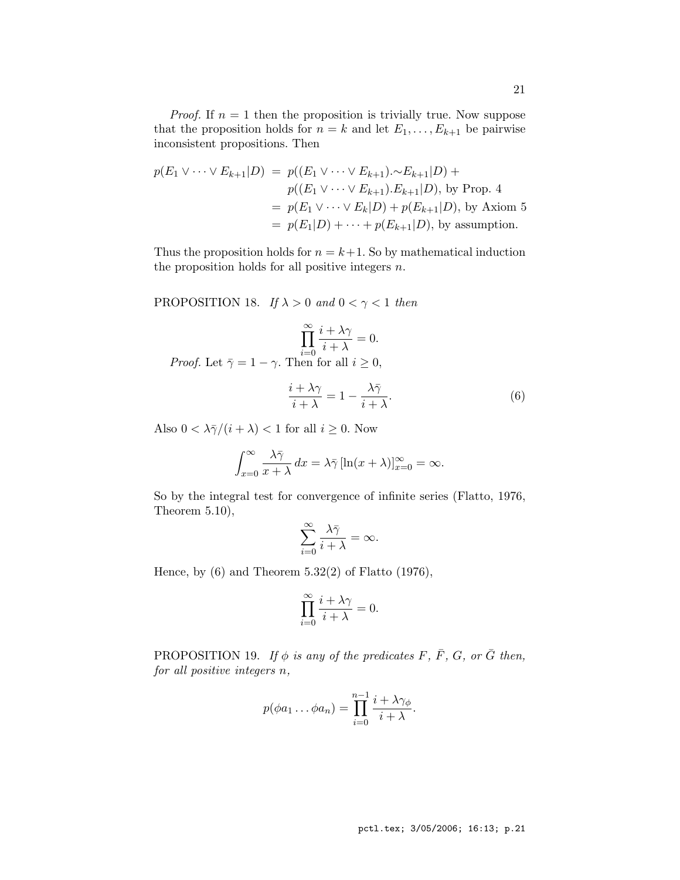*Proof.* If $n = 1$ then the proposition is trivially true. Now suppose that the proposition holds for $n = k$ and let $E_1, \ldots, E_{k+1}$ be pairwise inconsistent propositions. Then

$$
\begin{aligned}
p(E_1 \vee \cdots \vee E_{k+1}|D) &= p((E_1 \vee \cdots \vee E_{k+1}).{\sim}E_{k+1}|D) + \\
&\quad\; p((E_1 \vee \cdots \vee E_{k+1}).E_{k+1}|D), \text{ by Prop. 4} \\
&= p(E_1 \vee \cdots \vee E_k|D) + p(E_{k+1}|D), \text{ by Axiom 5} \\
&= p(E_1|D) + \cdots + p(E_{k+1}|D), \text{ by assumption.}
\end{aligned}
$$

Thus the proposition holds for $n = k+1$. So by mathematical induction the proposition holds for all positive integers $n$.

PROPOSITION 18. *If $\lambda > 0$ and $0 < \gamma < 1$ then*

$$\prod_{i=0}^{\infty} \frac{i + \lambda\gamma}{i + \lambda} = 0.$$

*Proof.* Let $\bar{\gamma} = 1 - \gamma$. Then for all $i \geq 0$,

$$\frac{i + \lambda\gamma}{i + \lambda} = 1 - \frac{\lambda\bar{\gamma}}{i + \lambda}. \tag{6}$$

Also $0 < \lambda\bar{\gamma}/(i + \lambda) < 1$ for all $i \geq 0$. Now

$$\int_{x=0}^{\infty} \frac{\lambda\bar{\gamma}}{x + \lambda}\, dx = \lambda\bar{\gamma}\, [\ln(x + \lambda)]_{x=0}^{\infty} = \infty.$$

So by the integral test for convergence of infinite series (Flatto, 1976, Theorem 5.10),

$$\sum_{i=0}^{\infty} \frac{\lambda\bar{\gamma}}{i + \lambda} = \infty.$$

Hence, by (6) and Theorem 5.32(2) of Flatto (1976),

$$\prod_{i=0}^{\infty} \frac{i + \lambda\gamma}{i + \lambda} = 0.$$

PROPOSITION 19. *If $\phi$ is any of the predicates $F$, $\bar{F}$, $G$, or $\bar{G}$ then, for all positive integers $n$,*

$$p(\phi a_1 \ldots \phi a_n) = \prod_{i=0}^{n-1} \frac{i + \lambda\gamma_\phi}{i + \lambda}.$$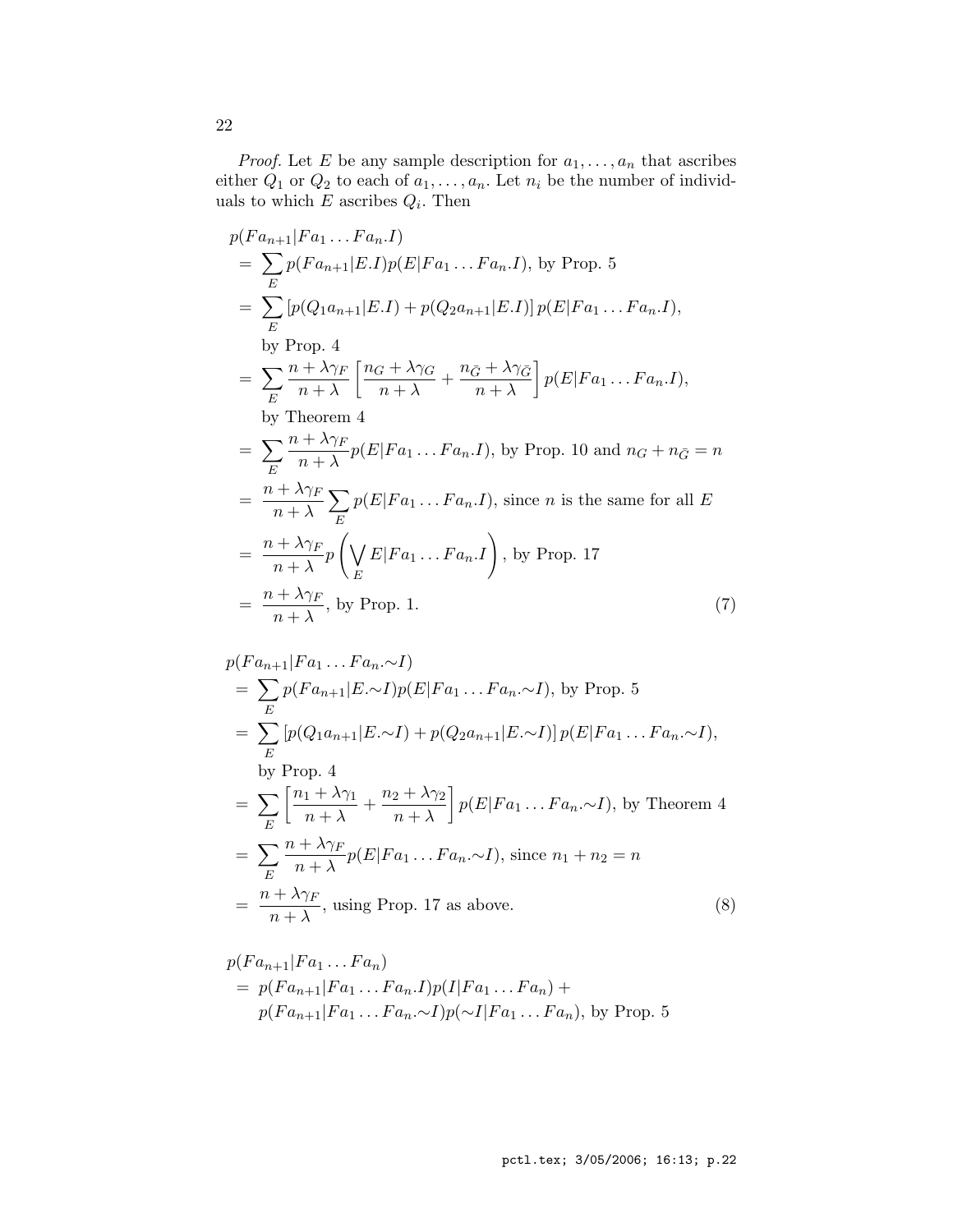*Proof.* Let $E$ be any sample description for $a_1, \ldots, a_n$ that ascribes either $Q_1$ or $Q_2$ to each of $a_1, \ldots, a_n$. Let $n_i$ be the number of individuals to which $E$ ascribes $Q_i$. Then

$$
\begin{aligned}
& p(Fa_{n+1}|Fa_1 \ldots Fa_n.I) \\
&= \sum_E p(Fa_{n+1}|E.I)p(E|Fa_1 \ldots Fa_n.I), \text{ by Prop. 5} \\
&= \sum_E \left[p(Q_1 a_{n+1}|E.I) + p(Q_2 a_{n+1}|E.I)\right] p(E|Fa_1 \ldots Fa_n.I), \\
&\quad \text{by Prop. 4} \\
&= \sum_E \frac{n+\lambda\gamma_F}{n+\lambda}\left[\frac{n_G+\lambda\gamma_G}{n+\lambda} + \frac{n_{\bar{G}}+\lambda\gamma_{\bar{G}}}{n+\lambda}\right] p(E|Fa_1 \ldots Fa_n.I), \\
&\quad \text{by Theorem 4} \\
&= \sum_E \frac{n+\lambda\gamma_F}{n+\lambda} p(E|Fa_1 \ldots Fa_n.I), \text{ by Prop. 10 and } n_G + n_{\bar{G}} = n \\
&= \frac{n+\lambda\gamma_F}{n+\lambda} \sum_E p(E|Fa_1 \ldots Fa_n.I), \text{ since } n \text{ is the same for all } E \\
&= \frac{n+\lambda\gamma_F}{n+\lambda} p\left(\bigvee_E E|Fa_1 \ldots Fa_n.I\right), \text{ by Prop. 17} \\
&= \frac{n+\lambda\gamma_F}{n+\lambda}, \text{ by Prop. 1.}
\end{aligned}
\tag{7}
$$

$$
\begin{aligned}
& p(Fa_{n+1}|Fa_1 \ldots Fa_n.{\sim}I) \\
&= \sum_E p(Fa_{n+1}|E.{\sim}I)p(E|Fa_1 \ldots Fa_n.{\sim}I), \text{ by Prop. 5} \\
&= \sum_E \left[p(Q_1 a_{n+1}|E.{\sim}I) + p(Q_2 a_{n+1}|E.{\sim}I)\right] p(E|Fa_1 \ldots Fa_n.{\sim}I), \\
&\quad \text{by Prop. 4} \\
&= \sum_E \left[\frac{n_1+\lambda\gamma_1}{n+\lambda} + \frac{n_2+\lambda\gamma_2}{n+\lambda}\right] p(E|Fa_1 \ldots Fa_n.{\sim}I), \text{ by Theorem 4} \\
&= \sum_E \frac{n+\lambda\gamma_F}{n+\lambda} p(E|Fa_1 \ldots Fa_n.{\sim}I), \text{ since } n_1 + n_2 = n \\
&= \frac{n+\lambda\gamma_F}{n+\lambda}, \text{ using Prop. 17 as above.}
\end{aligned}
\tag{8}
$$

$$
\begin{aligned}
& p(Fa_{n+1}|Fa_1 \ldots Fa_n) \\
&= p(Fa_{n+1}|Fa_1 \ldots Fa_n.I)p(I|Fa_1 \ldots Fa_n) + \\
&\quad p(Fa_{n+1}|Fa_1 \ldots Fa_n.{\sim}I)p({\sim}I|Fa_1 \ldots Fa_n), \text{ by Prop. 5}
\end{aligned}
$$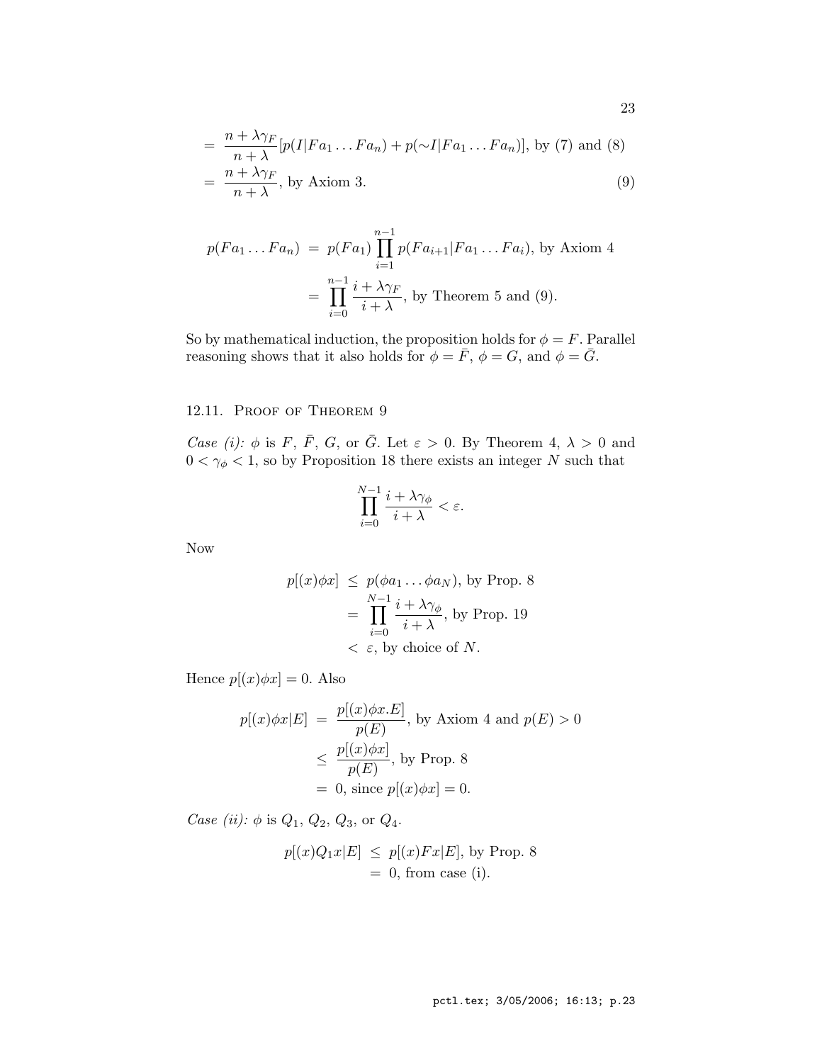$$
\begin{aligned}
&= \frac{n + \lambda\gamma_F}{n + \lambda}[p(I|Fa_1 \dots Fa_n) + p(\sim I|Fa_1 \dots Fa_n)], \text{ by (7) and (8)} \\
&= \frac{n + \lambda\gamma_F}{n + \lambda}, \text{ by Axiom 3.} \qquad (9)
\end{aligned}
$$

$$
\begin{aligned}
p(Fa_1 \dots Fa_n) &= p(Fa_1) \prod_{i=1}^{n-1} p(Fa_{i+1}|Fa_1 \dots Fa_i), \text{ by Axiom 4} \\
&= \prod_{i=0}^{n-1} \frac{i + \lambda\gamma_F}{i + \lambda}, \text{ by Theorem 5 and (9).}
\end{aligned}
$$

So by mathematical induction, the proposition holds for $\phi = F$. Parallel reasoning shows that it also holds for $\phi = \bar{F}$, $\phi = G$, and $\phi = \bar{G}$.

### 12.11. Proof of Theorem 9

*Case (i):* $\phi$ is $F$, $\bar{F}$, $G$, or $\bar{G}$. Let $\varepsilon > 0$. By Theorem 4, $\lambda > 0$ and $0 < \gamma_\phi < 1$, so by Proposition 18 there exists an integer $N$ such that

$$
\prod_{i=0}^{N-1} \frac{i + \lambda\gamma_\phi}{i + \lambda} < \varepsilon.
$$

Now

$$
\begin{aligned}
p[(x)\phi x] &\leq p(\phi a_1 \dots \phi a_N), \text{ by Prop. 8} \\
&= \prod_{i=0}^{N-1} \frac{i + \lambda\gamma_\phi}{i + \lambda}, \text{ by Prop. 19} \\
&< \varepsilon, \text{ by choice of } N.
\end{aligned}
$$

Hence $p[(x)\phi x] = 0$. Also

$$
\begin{aligned}
p[(x)\phi x|E] &= \frac{p[(x)\phi x.E]}{p(E)}, \text{ by Axiom 4 and } p(E) > 0 \\
&\leq \frac{p[(x)\phi x]}{p(E)}, \text{ by Prop. 8} \\
&= 0, \text{ since } p[(x)\phi x] = 0.
\end{aligned}
$$

*Case (ii):* $\phi$ is $Q_1$, $Q_2$, $Q_3$, or $Q_4$.

$$
\begin{aligned}
p[(x)Q_1 x|E] &\leq p[(x)Fx|E], \text{ by Prop. 8} \\
&= 0, \text{ from case (i).}
\end{aligned}
$$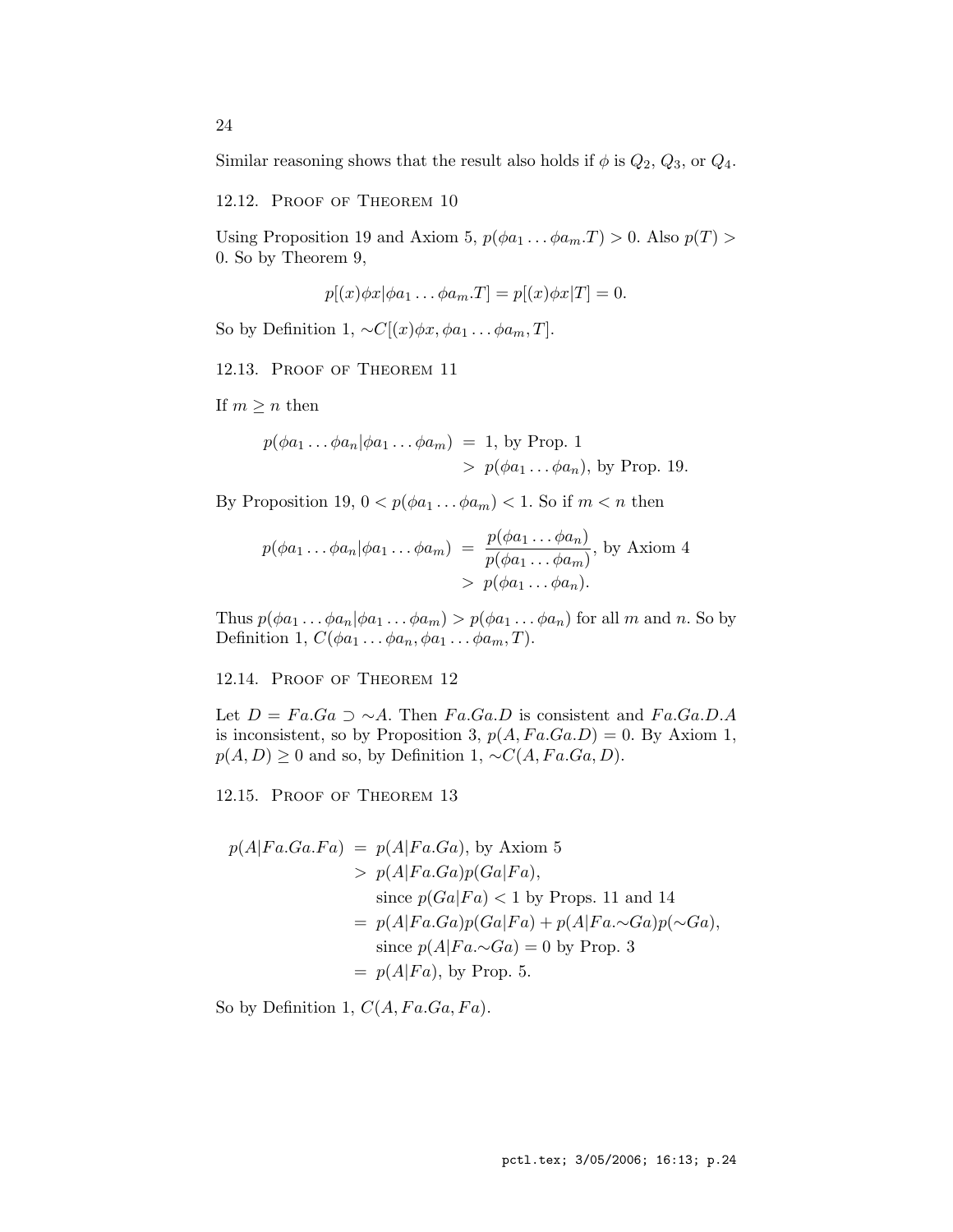Similar reasoning shows that the result also holds if $\phi$ is $Q_2$, $Q_3$, or $Q_4$.

### 12.12. Proof of Theorem 10

Using Proposition 19 and Axiom 5, $p(\phi a_1 \ldots \phi a_m.T) > 0$. Also $p(T) > 0$. So by Theorem 9,

$$p[(x)\phi x|\phi a_1 \ldots \phi a_m.T] = p[(x)\phi x|T] = 0.$$

So by Definition 1, $\sim C[(x)\phi x, \phi a_1 \ldots \phi a_m, T]$.

### 12.13. Proof of Theorem 11

If $m \geq n$ then

$$\begin{aligned} p(\phi a_1 \ldots \phi a_n|\phi a_1 \ldots \phi a_m) &= 1, \text{ by Prop. 1} \\ &> p(\phi a_1 \ldots \phi a_n), \text{ by Prop. 19.} \end{aligned}$$

By Proposition 19, $0 < p(\phi a_1 \ldots \phi a_m) < 1$. So if $m < n$ then

$$\begin{aligned} p(\phi a_1 \ldots \phi a_n|\phi a_1 \ldots \phi a_m) &= \frac{p(\phi a_1 \ldots \phi a_n)}{p(\phi a_1 \ldots \phi a_m)}, \text{ by Axiom 4} \\ &> p(\phi a_1 \ldots \phi a_n). \end{aligned}$$

Thus $p(\phi a_1 \ldots \phi a_n|\phi a_1 \ldots \phi a_m) > p(\phi a_1 \ldots \phi a_n)$ for all $m$ and $n$. So by Definition 1, $C(\phi a_1 \ldots \phi a_n, \phi a_1 \ldots \phi a_m, T)$.

### 12.14. Proof of Theorem 12

Let $D = Fa.Ga \supset \sim A$. Then $Fa.Ga.D$ is consistent and $Fa.Ga.D.A$ is inconsistent, so by Proposition 3, $p(A, Fa.Ga.D) = 0$. By Axiom 1, $p(A, D) \geq 0$ and so, by Definition 1, $\sim C(A, Fa.Ga, D)$.

### 12.15. Proof of Theorem 13

$$\begin{aligned} p(A|Fa.Ga.Fa) &= p(A|Fa.Ga), \text{ by Axiom 5} \\ &> p(A|Fa.Ga)p(Ga|Fa), \\ &\quad \text{since } p(Ga|Fa) < 1 \text{ by Props. 11 and 14} \\ &= p(A|Fa.Ga)p(Ga|Fa) + p(A|Fa.\sim Ga)p(\sim Ga), \\ &\quad \text{since } p(A|Fa.\sim Ga) = 0 \text{ by Prop. 3} \\ &= p(A|Fa), \text{ by Prop. 5.} \end{aligned}$$

So by Definition 1, $C(A, Fa.Ga, Fa)$.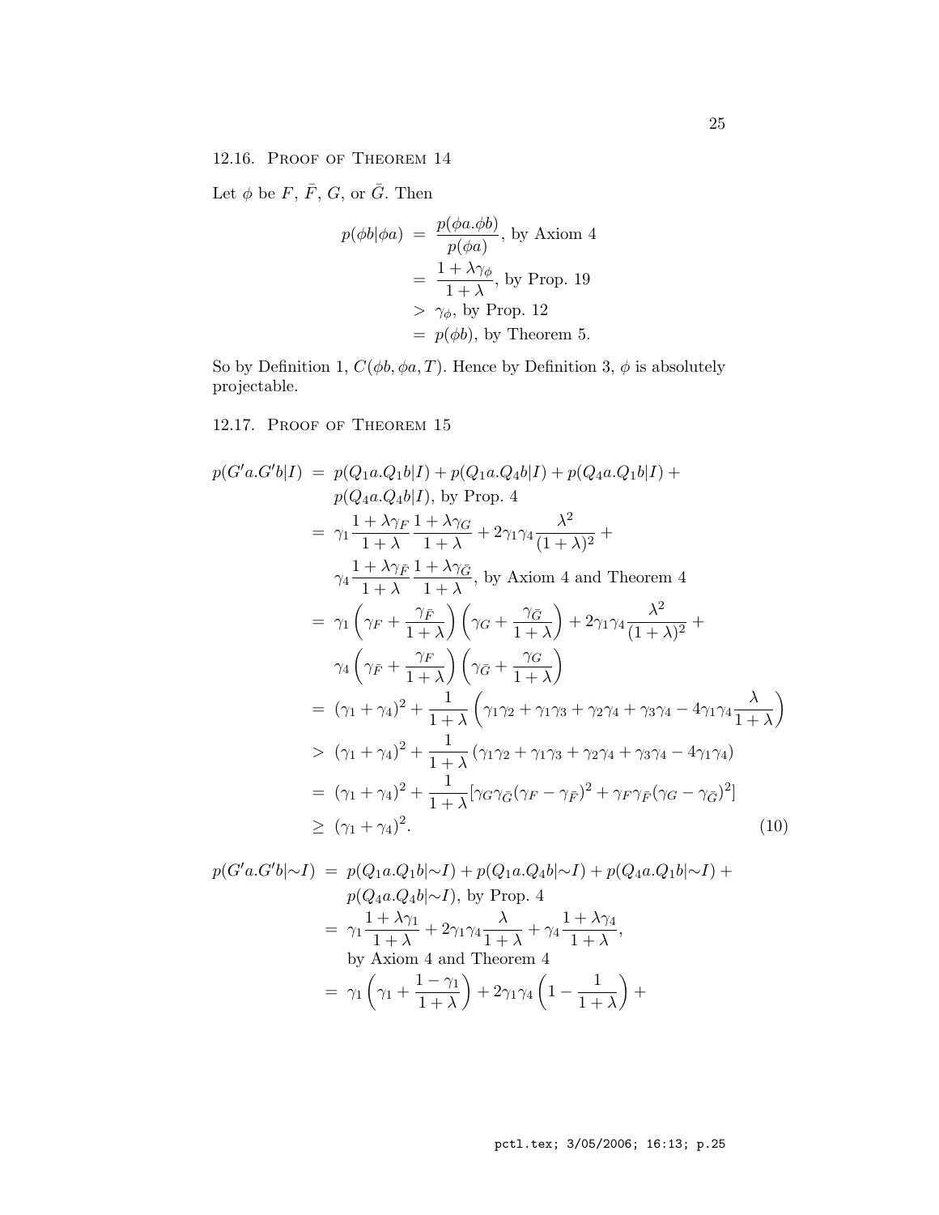### 12.16. Proof of Theorem 14

Let $\phi$ be $F$, $\bar{F}$, $G$, or $\bar{G}$. Then

$$
\begin{aligned}
p(\phi b|\phi a) &= \frac{p(\phi a.\phi b)}{p(\phi a)}, \text{ by Axiom 4} \\
&= \frac{1+\lambda\gamma_\phi}{1+\lambda}, \text{ by Prop. 19} \\
&> \gamma_\phi, \text{ by Prop. 12} \\
&= p(\phi b), \text{ by Theorem 5.}
\end{aligned}
$$

So by Definition 1, $C(\phi b, \phi a, T)$. Hence by Definition 3, $\phi$ is absolutely projectable.

### 12.17. Proof of Theorem 15

$$
\begin{aligned}
p(G'a.G'b|I) &= p(Q_1a.Q_1b|I) + p(Q_1a.Q_4b|I) + p(Q_4a.Q_1b|I) + \\
&\quad p(Q_4a.Q_4b|I), \text{ by Prop. 4} \\
&= \gamma_1 \frac{1+\lambda\gamma_F}{1+\lambda}\frac{1+\lambda\gamma_G}{1+\lambda} + 2\gamma_1\gamma_4\frac{\lambda^2}{(1+\lambda)^2} + \\
&\quad \gamma_4\frac{1+\lambda\gamma_{\bar{F}}}{1+\lambda}\frac{1+\lambda\gamma_{\bar{G}}}{1+\lambda}, \text{ by Axiom 4 and Theorem 4} \\
&= \gamma_1\left(\gamma_F + \frac{\gamma_{\bar{F}}}{1+\lambda}\right)\left(\gamma_G + \frac{\gamma_{\bar{G}}}{1+\lambda}\right) + 2\gamma_1\gamma_4\frac{\lambda^2}{(1+\lambda)^2} + \\
&\quad \gamma_4\left(\gamma_{\bar{F}} + \frac{\gamma_F}{1+\lambda}\right)\left(\gamma_{\bar{G}} + \frac{\gamma_G}{1+\lambda}\right) \\
&= (\gamma_1+\gamma_4)^2 + \frac{1}{1+\lambda}\left(\gamma_1\gamma_2 + \gamma_1\gamma_3 + \gamma_2\gamma_4 + \gamma_3\gamma_4 - 4\gamma_1\gamma_4\frac{\lambda}{1+\lambda}\right) \\
&> (\gamma_1+\gamma_4)^2 + \frac{1}{1+\lambda}\left(\gamma_1\gamma_2 + \gamma_1\gamma_3 + \gamma_2\gamma_4 + \gamma_3\gamma_4 - 4\gamma_1\gamma_4\right) \\
&= (\gamma_1+\gamma_4)^2 + \frac{1}{1+\lambda}[\gamma_G\gamma_{\bar{G}}(\gamma_F-\gamma_{\bar{F}})^2 + \gamma_F\gamma_{\bar{F}}(\gamma_G-\gamma_{\bar{G}})^2] \\
&\geq (\gamma_1+\gamma_4)^2. 
\end{aligned}
\tag{10}
$$

$$
\begin{aligned}
p(G'a.G'b|{\sim}I) &= p(Q_1a.Q_1b|{\sim}I) + p(Q_1a.Q_4b|{\sim}I) + p(Q_4a.Q_1b|{\sim}I) + \\
&\quad p(Q_4a.Q_4b|{\sim}I), \text{ by Prop. 4} \\
&= \gamma_1\frac{1+\lambda\gamma_1}{1+\lambda} + 2\gamma_1\gamma_4\frac{\lambda}{1+\lambda} + \gamma_4\frac{1+\lambda\gamma_4}{1+\lambda}, \\
&\quad \text{by Axiom 4 and Theorem 4} \\
&= \gamma_1\left(\gamma_1 + \frac{1-\gamma_1}{1+\lambda}\right) + 2\gamma_1\gamma_4\left(1 - \frac{1}{1+\lambda}\right) +
\end{aligned}
$$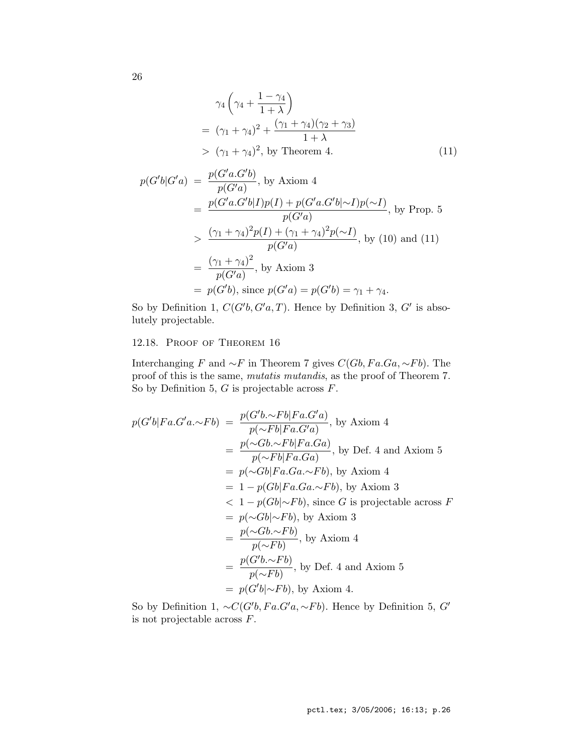$$
\begin{aligned}
&\gamma_4\left(\gamma_4 + \frac{1-\gamma_4}{1+\lambda}\right) \\
&= (\gamma_1+\gamma_4)^2 + \frac{(\gamma_1+\gamma_4)(\gamma_2+\gamma_3)}{1+\lambda} \\
&> (\gamma_1+\gamma_4)^2, \text{ by Theorem 4.} \qquad (11)
\end{aligned}
$$

$$
\begin{aligned}
p(G'b|G'a) &= \frac{p(G'a.G'b)}{p(G'a)}, \text{ by Axiom 4} \\
&= \frac{p(G'a.G'b|I)p(I) + p(G'a.G'b|{\sim}I)p({\sim}I)}{p(G'a)}, \text{ by Prop. 5} \\
&> \frac{(\gamma_1+\gamma_4)^2 p(I) + (\gamma_1+\gamma_4)^2 p({\sim}I)}{p(G'a)}, \text{ by (10) and (11)} \\
&= \frac{(\gamma_1+\gamma_4)^2}{p(G'a)}, \text{ by Axiom 3} \\
&= p(G'b), \text{ since } p(G'a) = p(G'b) = \gamma_1+\gamma_4.
\end{aligned}
$$

So by Definition 1, $C(G'b, G'a, T)$. Hence by Definition 3, $G'$ is absolutely projectable.

### 12.18. Proof of Theorem 16

Interchanging $F$ and ${\sim}F$ in Theorem 7 gives $C(Gb, Fa.Ga, {\sim}Fb)$. The proof of this is the same, *mutatis mutandis*, as the proof of Theorem 7. So by Definition 5, $G$ is projectable across $F$.

$$
\begin{aligned}
p(G'b|Fa.G'a.{\sim}Fb) &= \frac{p(G'b.{\sim}Fb|Fa.G'a)}{p({\sim}Fb|Fa.G'a)}, \text{ by Axiom 4} \\
&= \frac{p({\sim}Gb.{\sim}Fb|Fa.Ga)}{p({\sim}Fb|Fa.Ga)}, \text{ by Def. 4 and Axiom 5} \\
&= p({\sim}Gb|Fa.Ga.{\sim}Fb), \text{ by Axiom 4} \\
&= 1 - p(Gb|Fa.Ga.{\sim}Fb), \text{ by Axiom 3} \\
&< 1 - p(Gb|{\sim}Fb), \text{ since } G \text{ is projectable across } F \\
&= p({\sim}Gb|{\sim}Fb), \text{ by Axiom 3} \\
&= \frac{p({\sim}Gb.{\sim}Fb)}{p({\sim}Fb)}, \text{ by Axiom 4} \\
&= \frac{p(G'b.{\sim}Fb)}{p({\sim}Fb)}, \text{ by Def. 4 and Axiom 5} \\
&= p(G'b|{\sim}Fb), \text{ by Axiom 4.}
\end{aligned}
$$

So by Definition 1, ${\sim}C(G'b, Fa.G'a, {\sim}Fb)$. Hence by Definition 5, $G'$ is not projectable across $F$.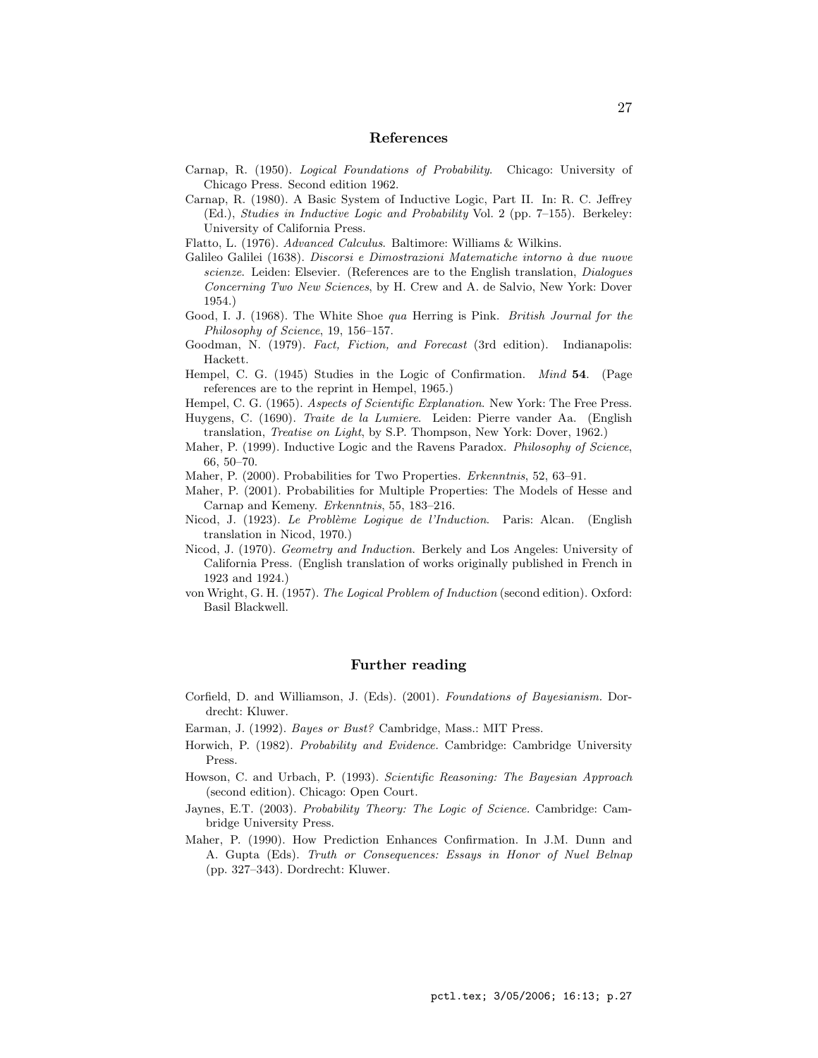## References

Carnap, R. (1950). *Logical Foundations of Probability*. Chicago: University of Chicago Press. Second edition 1962.

Carnap, R. (1980). A Basic System of Inductive Logic, Part II. In: R. C. Jeffrey (Ed.), *Studies in Inductive Logic and Probability* Vol. 2 (pp. 7–155). Berkeley: University of California Press.

Flatto, L. (1976). *Advanced Calculus*. Baltimore: Williams & Wilkins.

Galileo Galilei (1638). *Discorsi e Dimostrazioni Matematiche intorno à due nuove scienze*. Leiden: Elsevier. (References are to the English translation, *Dialogues Concerning Two New Sciences*, by H. Crew and A. de Salvio, New York: Dover 1954.)

Good, I. J. (1968). The White Shoe *qua* Herring is Pink. *British Journal for the Philosophy of Science*, 19, 156–157.

Goodman, N. (1979). *Fact, Fiction, and Forecast* (3rd edition). Indianapolis: Hackett.

Hempel, C. G. (1945) Studies in the Logic of Confirmation. *Mind* **54**. (Page references are to the reprint in Hempel, 1965.)

Hempel, C. G. (1965). *Aspects of Scientific Explanation*. New York: The Free Press.

Huygens, C. (1690). *Traite de la Lumiere*. Leiden: Pierre vander Aa. (English translation, *Treatise on Light*, by S.P. Thompson, New York: Dover, 1962.)

Maher, P. (1999). Inductive Logic and the Ravens Paradox. *Philosophy of Science*, 66, 50–70.

Maher, P. (2000). Probabilities for Two Properties. *Erkenntnis*, 52, 63–91.

Maher, P. (2001). Probabilities for Multiple Properties: The Models of Hesse and Carnap and Kemeny. *Erkenntnis*, 55, 183–216.

Nicod, J. (1923). *Le Problème Logique de l'Induction*. Paris: Alcan. (English translation in Nicod, 1970.)

Nicod, J. (1970). *Geometry and Induction*. Berkely and Los Angeles: University of California Press. (English translation of works originally published in French in 1923 and 1924.)

von Wright, G. H. (1957). *The Logical Problem of Induction* (second edition). Oxford: Basil Blackwell.

## Further reading

Corfield, D. and Williamson, J. (Eds). (2001). *Foundations of Bayesianism.* Dordrecht: Kluwer.

Earman, J. (1992). *Bayes or Bust?* Cambridge, Mass.: MIT Press.

Horwich, P. (1982). *Probability and Evidence.* Cambridge: Cambridge University Press.

Howson, C. and Urbach, P. (1993). *Scientific Reasoning: The Bayesian Approach* (second edition). Chicago: Open Court.

Jaynes, E.T. (2003). *Probability Theory: The Logic of Science.* Cambridge: Cambridge University Press.

Maher, P. (1990). How Prediction Enhances Confirmation. In J.M. Dunn and A. Gupta (Eds). *Truth or Consequences: Essays in Honor of Nuel Belnap* (pp. 327–343). Dordrecht: Kluwer.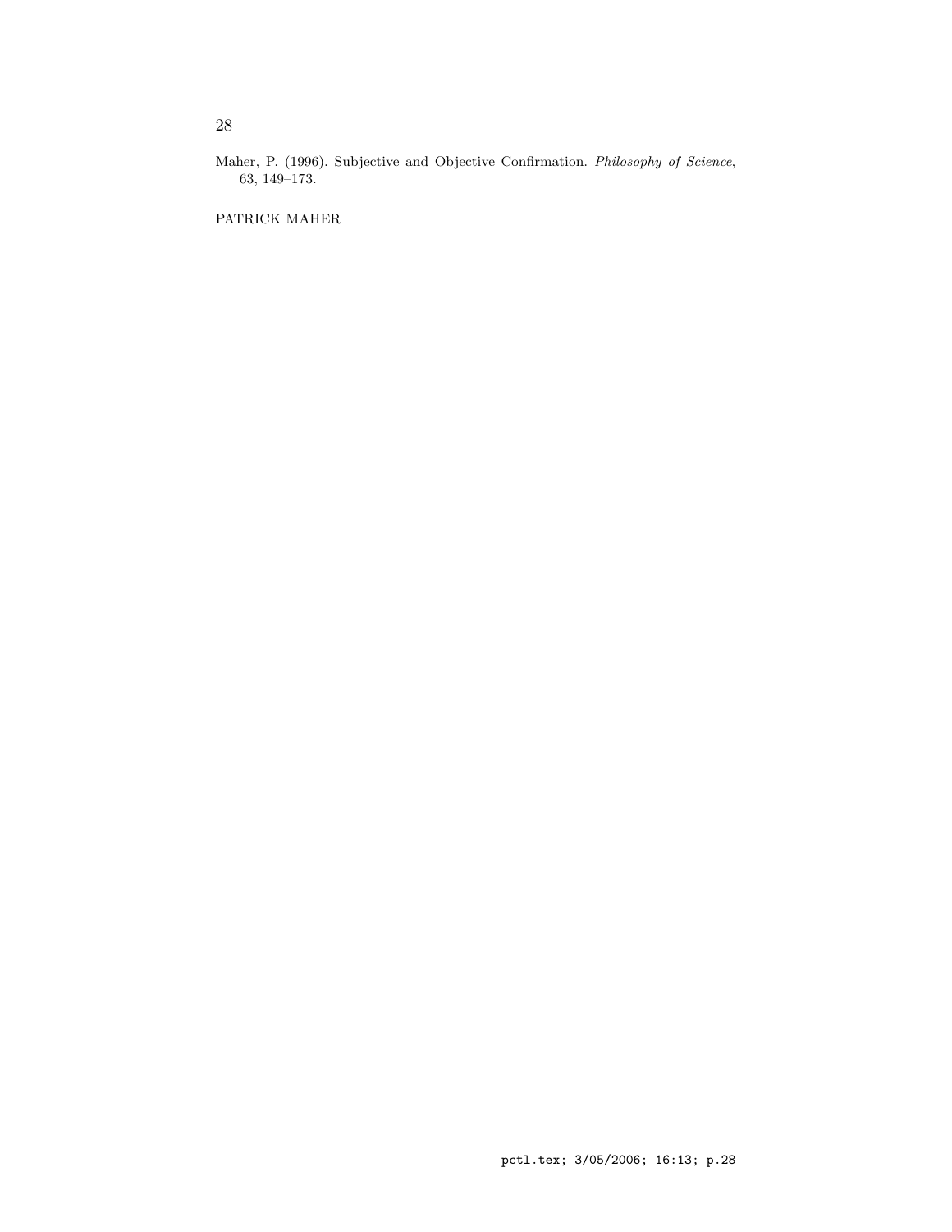Maher, P. (1996). Subjective and Objective Confirmation. *Philosophy of Science*, 63, 149–173.